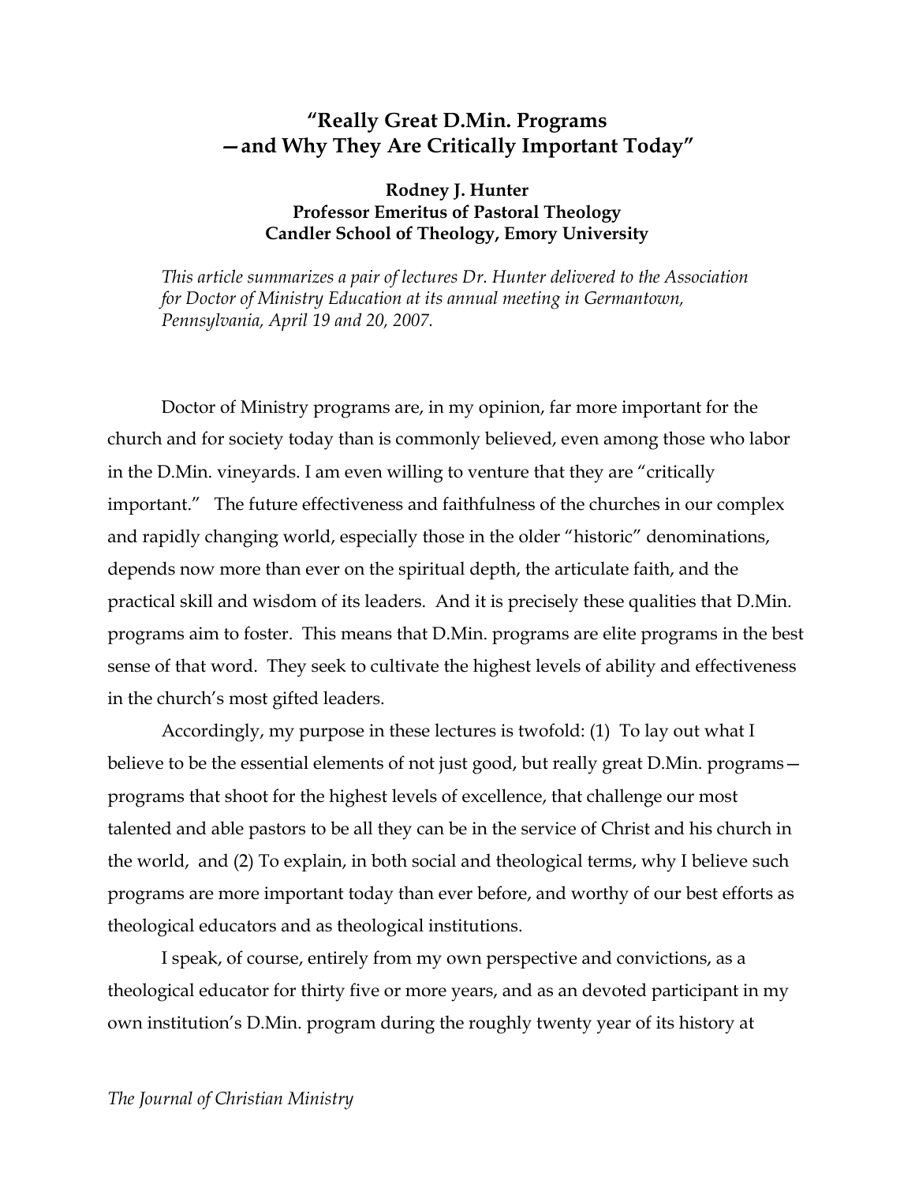# "Really Great D.Min. Programs —and Why They Are Critically Important Today"

**Rodney J. Hunter**
**Professor Emeritus of Pastoral Theology**
**Candler School of Theology, Emory University**

*This article summarizes a pair of lectures Dr. Hunter delivered to the Association for Doctor of Ministry Education at its annual meeting in Germantown, Pennsylvania, April 19 and 20, 2007.*

Doctor of Ministry programs are, in my opinion, far more important for the church and for society today than is commonly believed, even among those who labor in the D.Min. vineyards. I am even willing to venture that they are "critically important." The future effectiveness and faithfulness of the churches in our complex and rapidly changing world, especially those in the older "historic" denominations, depends now more than ever on the spiritual depth, the articulate faith, and the practical skill and wisdom of its leaders. And it is precisely these qualities that D.Min. programs aim to foster. This means that D.Min. programs are elite programs in the best sense of that word. They seek to cultivate the highest levels of ability and effectiveness in the church's most gifted leaders.

Accordingly, my purpose in these lectures is twofold: (1) To lay out what I believe to be the essential elements of not just good, but really great D.Min. programs—programs that shoot for the highest levels of excellence, that challenge our most talented and able pastors to be all they can be in the service of Christ and his church in the world, and (2) To explain, in both social and theological terms, why I believe such programs are more important today than ever before, and worthy of our best efforts as theological educators and as theological institutions.

I speak, of course, entirely from my own perspective and convictions, as a theological educator for thirty five or more years, and as an devoted participant in my own institution's D.Min. program during the roughly twenty year of its history at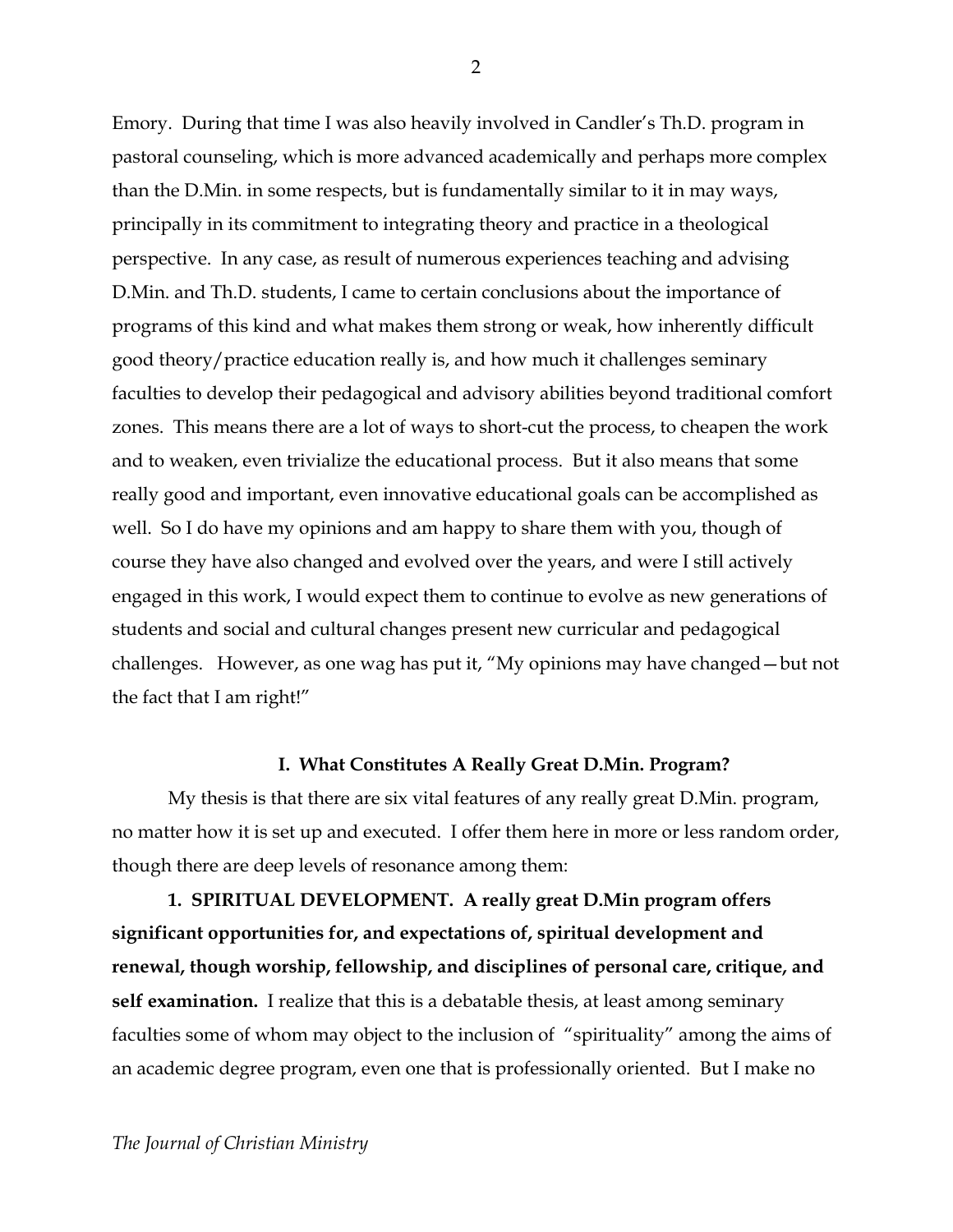Emory. During that time I was also heavily involved in Candler's Th.D. program in pastoral counseling, which is more advanced academically and perhaps more complex than the D.Min. in some respects, but is fundamentally similar to it in may ways, principally in its commitment to integrating theory and practice in a theological perspective. In any case, as result of numerous experiences teaching and advising D.Min. and Th.D. students, I came to certain conclusions about the importance of programs of this kind and what makes them strong or weak, how inherently difficult good theory/practice education really is, and how much it challenges seminary faculties to develop their pedagogical and advisory abilities beyond traditional comfort zones. This means there are a lot of ways to short-cut the process, to cheapen the work and to weaken, even trivialize the educational process. But it also means that some really good and important, even innovative educational goals can be accomplished as well. So I do have my opinions and am happy to share them with you, though of course they have also changed and evolved over the years, and were I still actively engaged in this work, I would expect them to continue to evolve as new generations of students and social and cultural changes present new curricular and pedagogical challenges. However, as one wag has put it, "My opinions may have changed—but not the fact that I am right!"

## I. What Constitutes A Really Great D.Min. Program?

My thesis is that there are six vital features of any really great D.Min. program, no matter how it is set up and executed. I offer them here in more or less random order, though there are deep levels of resonance among them:

**1. SPIRITUAL DEVELOPMENT. A really great D.Min program offers significant opportunities for, and expectations of, spiritual development and renewal, though worship, fellowship, and disciplines of personal care, critique, and self examination.** I realize that this is a debatable thesis, at least among seminary faculties some of whom may object to the inclusion of "spirituality" among the aims of an academic degree program, even one that is professionally oriented. But I make no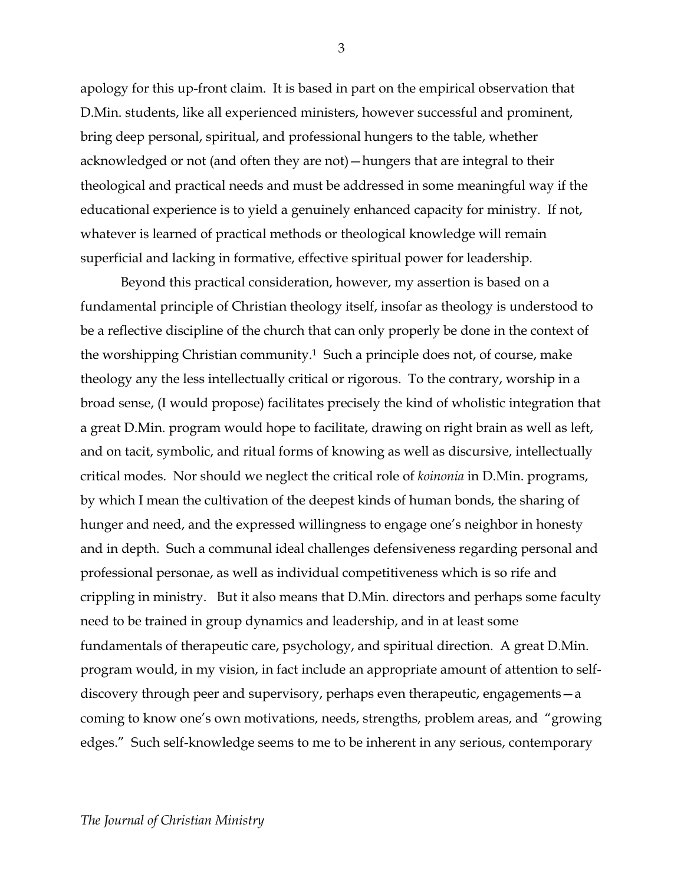apology for this up-front claim. It is based in part on the empirical observation that D.Min. students, like all experienced ministers, however successful and prominent, bring deep personal, spiritual, and professional hungers to the table, whether acknowledged or not (and often they are not)—hungers that are integral to their theological and practical needs and must be addressed in some meaningful way if the educational experience is to yield a genuinely enhanced capacity for ministry. If not, whatever is learned of practical methods or theological knowledge will remain superficial and lacking in formative, effective spiritual power for leadership.

Beyond this practical consideration, however, my assertion is based on a fundamental principle of Christian theology itself, insofar as theology is understood to be a reflective discipline of the church that can only properly be done in the context of the worshipping Christian community.[1] Such a principle does not, of course, make theology any the less intellectually critical or rigorous. To the contrary, worship in a broad sense, (I would propose) facilitates precisely the kind of wholistic integration that a great D.Min. program would hope to facilitate, drawing on right brain as well as left, and on tacit, symbolic, and ritual forms of knowing as well as discursive, intellectually critical modes. Nor should we neglect the critical role of *koinonia* in D.Min. programs, by which I mean the cultivation of the deepest kinds of human bonds, the sharing of hunger and need, and the expressed willingness to engage one's neighbor in honesty and in depth. Such a communal ideal challenges defensiveness regarding personal and professional personae, as well as individual competitiveness which is so rife and crippling in ministry. But it also means that D.Min. directors and perhaps some faculty need to be trained in group dynamics and leadership, and in at least some fundamentals of therapeutic care, psychology, and spiritual direction. A great D.Min. program would, in my vision, in fact include an appropriate amount of attention to self-discovery through peer and supervisory, perhaps even therapeutic, engagements—a coming to know one's own motivations, needs, strengths, problem areas, and "growing edges." Such self-knowledge seems to me to be inherent in any serious, contemporary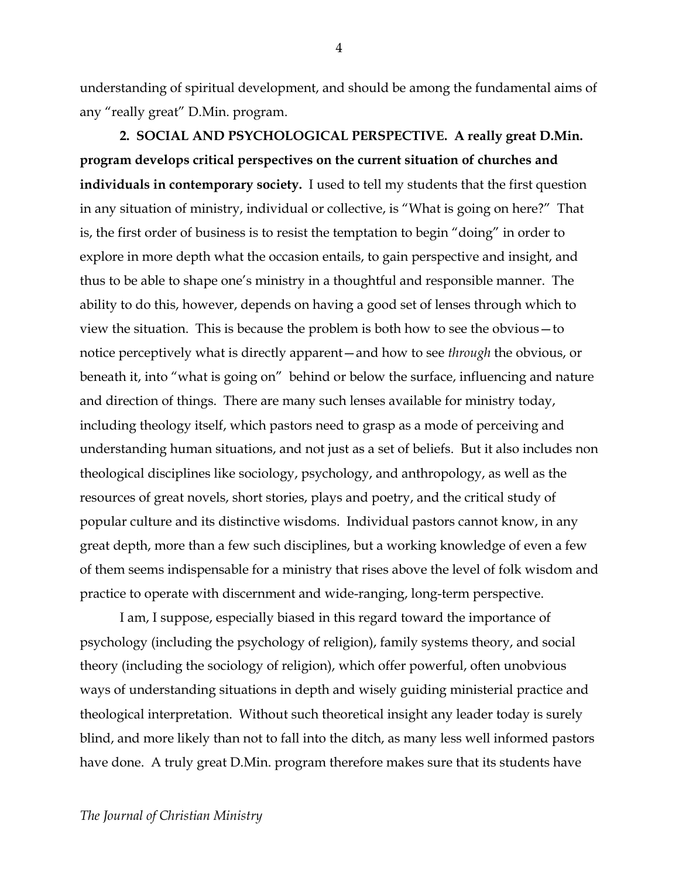understanding of spiritual development, and should be among the fundamental aims of any "really great" D.Min. program.

**2. SOCIAL AND PSYCHOLOGICAL PERSPECTIVE. A really great D.Min. program develops critical perspectives on the current situation of churches and individuals in contemporary society.** I used to tell my students that the first question in any situation of ministry, individual or collective, is "What is going on here?" That is, the first order of business is to resist the temptation to begin "doing" in order to explore in more depth what the occasion entails, to gain perspective and insight, and thus to be able to shape one's ministry in a thoughtful and responsible manner. The ability to do this, however, depends on having a good set of lenses through which to view the situation. This is because the problem is both how to see the obvious—to notice perceptively what is directly apparent—and how to see *through* the obvious, or beneath it, into "what is going on" behind or below the surface, influencing and nature and direction of things. There are many such lenses available for ministry today, including theology itself, which pastors need to grasp as a mode of perceiving and understanding human situations, and not just as a set of beliefs. But it also includes non theological disciplines like sociology, psychology, and anthropology, as well as the resources of great novels, short stories, plays and poetry, and the critical study of popular culture and its distinctive wisdoms. Individual pastors cannot know, in any great depth, more than a few such disciplines, but a working knowledge of even a few of them seems indispensable for a ministry that rises above the level of folk wisdom and practice to operate with discernment and wide-ranging, long-term perspective.

I am, I suppose, especially biased in this regard toward the importance of psychology (including the psychology of religion), family systems theory, and social theory (including the sociology of religion), which offer powerful, often unobvious ways of understanding situations in depth and wisely guiding ministerial practice and theological interpretation. Without such theoretical insight any leader today is surely blind, and more likely than not to fall into the ditch, as many less well informed pastors have done. A truly great D.Min. program therefore makes sure that its students have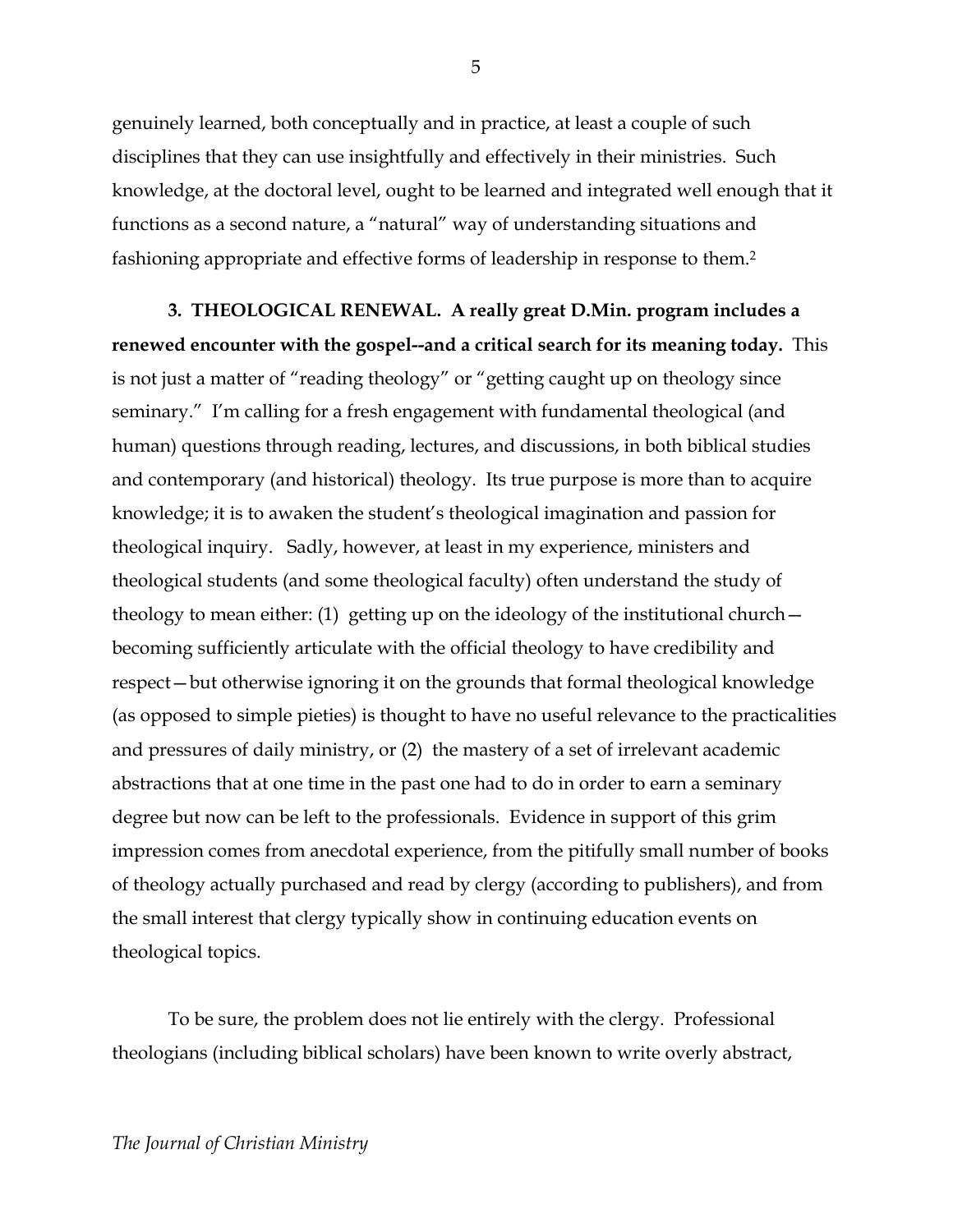genuinely learned, both conceptually and in practice, at least a couple of such disciplines that they can use insightfully and effectively in their ministries. Such knowledge, at the doctoral level, ought to be learned and integrated well enough that it functions as a second nature, a "natural" way of understanding situations and fashioning appropriate and effective forms of leadership in response to them.[2]

**3. THEOLOGICAL RENEWAL. A really great D.Min. program includes a renewed encounter with the gospel--and a critical search for its meaning today.** This is not just a matter of "reading theology" or "getting caught up on theology since seminary." I'm calling for a fresh engagement with fundamental theological (and human) questions through reading, lectures, and discussions, in both biblical studies and contemporary (and historical) theology. Its true purpose is more than to acquire knowledge; it is to awaken the student's theological imagination and passion for theological inquiry. Sadly, however, at least in my experience, ministers and theological students (and some theological faculty) often understand the study of theology to mean either: (1) getting up on the ideology of the institutional church—becoming sufficiently articulate with the official theology to have credibility and respect—but otherwise ignoring it on the grounds that formal theological knowledge (as opposed to simple pieties) is thought to have no useful relevance to the practicalities and pressures of daily ministry, or (2) the mastery of a set of irrelevant academic abstractions that at one time in the past one had to do in order to earn a seminary degree but now can be left to the professionals. Evidence in support of this grim impression comes from anecdotal experience, from the pitifully small number of books of theology actually purchased and read by clergy (according to publishers), and from the small interest that clergy typically show in continuing education events on theological topics.

To be sure, the problem does not lie entirely with the clergy. Professional theologians (including biblical scholars) have been known to write overly abstract,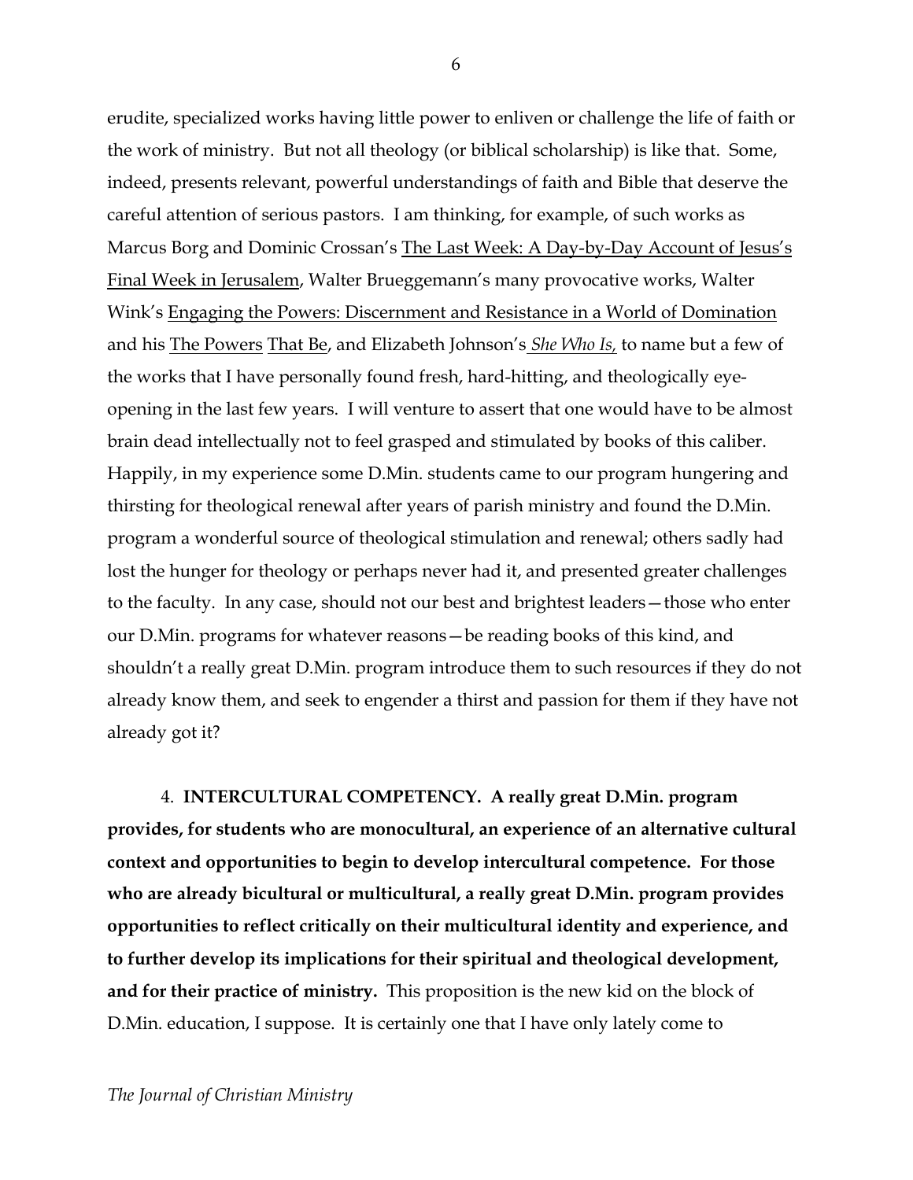erudite, specialized works having little power to enliven or challenge the life of faith or the work of ministry. But not all theology (or biblical scholarship) is like that. Some, indeed, presents relevant, powerful understandings of faith and Bible that deserve the careful attention of serious pastors. I am thinking, for example, of such works as Marcus Borg and Dominic Crossan's The Last Week: A Day-by-Day Account of Jesus's Final Week in Jerusalem, Walter Brueggemann's many provocative works, Walter Wink's Engaging the Powers: Discernment and Resistance in a World of Domination and his The Powers That Be, and Elizabeth Johnson's *She Who Is,* to name but a few of the works that I have personally found fresh, hard-hitting, and theologically eye-opening in the last few years. I will venture to assert that one would have to be almost brain dead intellectually not to feel grasped and stimulated by books of this caliber. Happily, in my experience some D.Min. students came to our program hungering and thirsting for theological renewal after years of parish ministry and found the D.Min. program a wonderful source of theological stimulation and renewal; others sadly had lost the hunger for theology or perhaps never had it, and presented greater challenges to the faculty. In any case, should not our best and brightest leaders—those who enter our D.Min. programs for whatever reasons—be reading books of this kind, and shouldn't a really great D.Min. program introduce them to such resources if they do not already know them, and seek to engender a thirst and passion for them if they have not already got it?

4. **INTERCULTURAL COMPETENCY. A really great D.Min. program provides, for students who are monocultural, an experience of an alternative cultural context and opportunities to begin to develop intercultural competence. For those who are already bicultural or multicultural, a really great D.Min. program provides opportunities to reflect critically on their multicultural identity and experience, and to further develop its implications for their spiritual and theological development, and for their practice of ministry.** This proposition is the new kid on the block of D.Min. education, I suppose. It is certainly one that I have only lately come to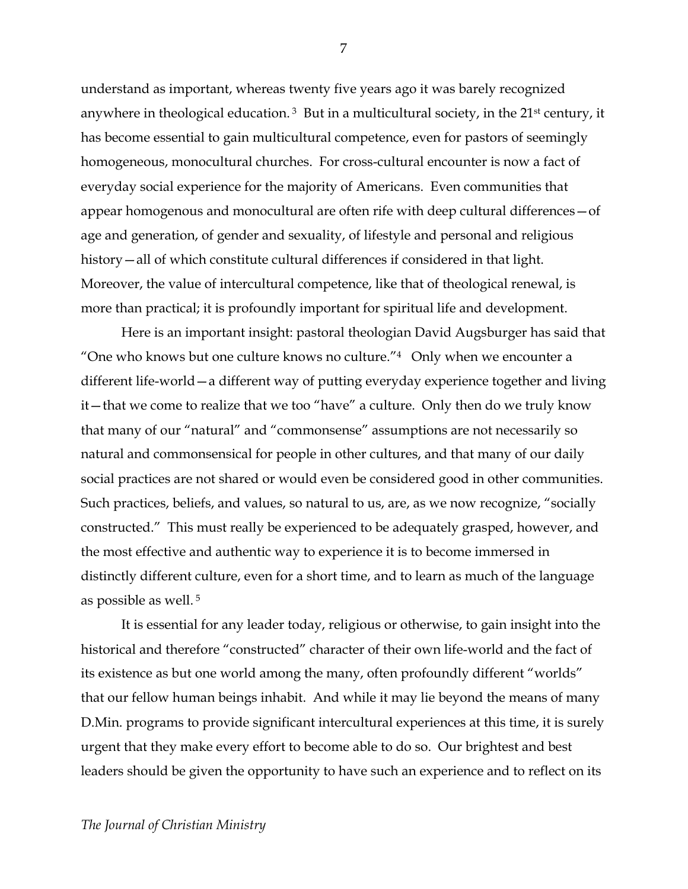understand as important, whereas twenty five years ago it was barely recognized anywhere in theological education.[3] But in a multicultural society, in the 21st century, it has become essential to gain multicultural competence, even for pastors of seemingly homogeneous, monocultural churches. For cross-cultural encounter is now a fact of everyday social experience for the majority of Americans. Even communities that appear homogenous and monocultural are often rife with deep cultural differences—of age and generation, of gender and sexuality, of lifestyle and personal and religious history—all of which constitute cultural differences if considered in that light. Moreover, the value of intercultural competence, like that of theological renewal, is more than practical; it is profoundly important for spiritual life and development.

Here is an important insight: pastoral theologian David Augsburger has said that "One who knows but one culture knows no culture."[4] Only when we encounter a different life-world—a different way of putting everyday experience together and living it—that we come to realize that we too "have" a culture. Only then do we truly know that many of our "natural" and "commonsense" assumptions are not necessarily so natural and commonsensical for people in other cultures, and that many of our daily social practices are not shared or would even be considered good in other communities. Such practices, beliefs, and values, so natural to us, are, as we now recognize, "socially constructed." This must really be experienced to be adequately grasped, however, and the most effective and authentic way to experience it is to become immersed in distinctly different culture, even for a short time, and to learn as much of the language as possible as well.[5]

It is essential for any leader today, religious or otherwise, to gain insight into the historical and therefore "constructed" character of their own life-world and the fact of its existence as but one world among the many, often profoundly different "worlds" that our fellow human beings inhabit. And while it may lie beyond the means of many D.Min. programs to provide significant intercultural experiences at this time, it is surely urgent that they make every effort to become able to do so. Our brightest and best leaders should be given the opportunity to have such an experience and to reflect on its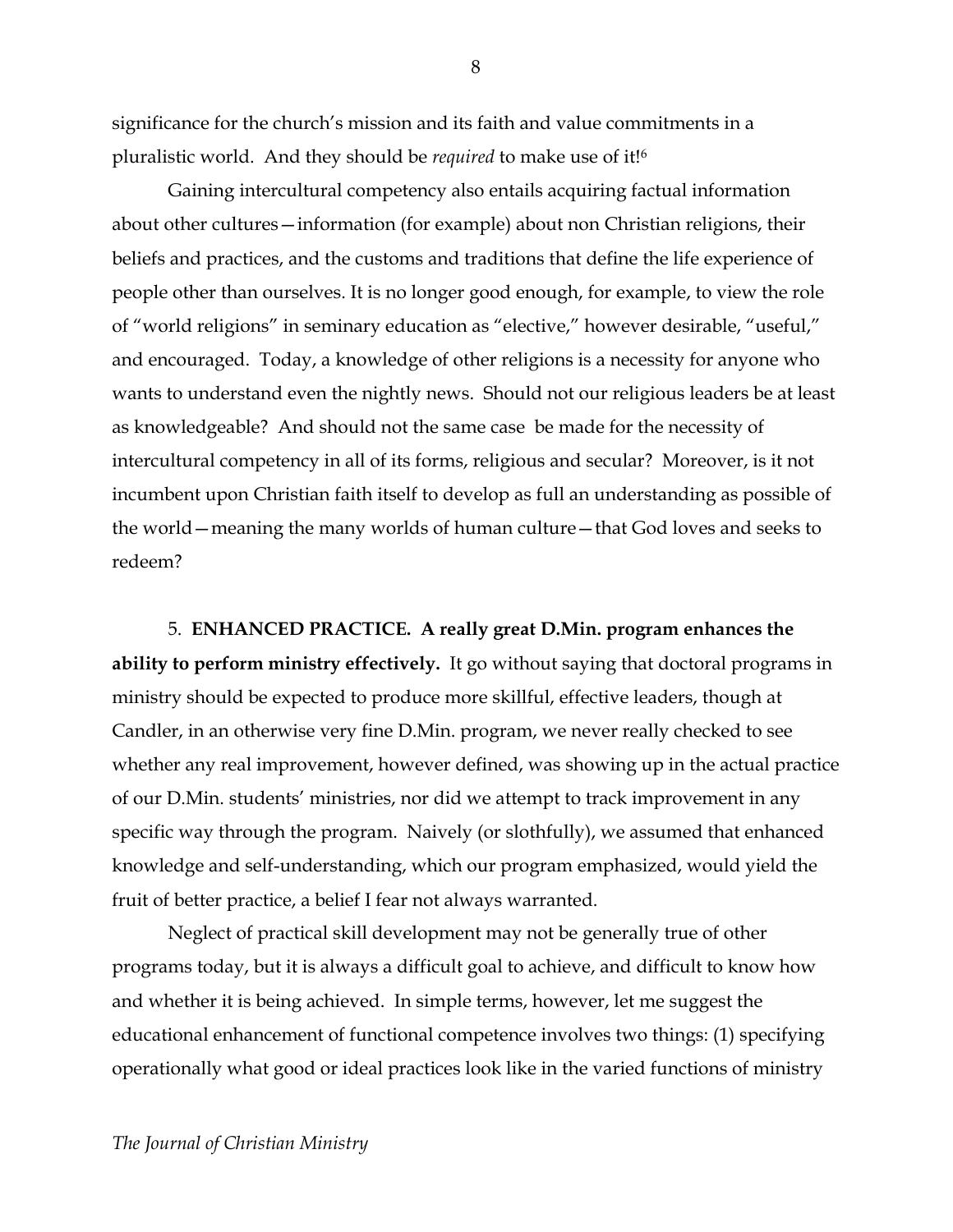significance for the church's mission and its faith and value commitments in a pluralistic world. And they should be *required* to make use of it![6]

Gaining intercultural competency also entails acquiring factual information about other cultures—information (for example) about non Christian religions, their beliefs and practices, and the customs and traditions that define the life experience of people other than ourselves. It is no longer good enough, for example, to view the role of "world religions" in seminary education as "elective," however desirable, "useful," and encouraged. Today, a knowledge of other religions is a necessity for anyone who wants to understand even the nightly news. Should not our religious leaders be at least as knowledgeable? And should not the same case be made for the necessity of intercultural competency in all of its forms, religious and secular? Moreover, is it not incumbent upon Christian faith itself to develop as full an understanding as possible of the world—meaning the many worlds of human culture—that God loves and seeks to redeem?

5. **ENHANCED PRACTICE. A really great D.Min. program enhances the ability to perform ministry effectively.** It go without saying that doctoral programs in ministry should be expected to produce more skillful, effective leaders, though at Candler, in an otherwise very fine D.Min. program, we never really checked to see whether any real improvement, however defined, was showing up in the actual practice of our D.Min. students' ministries, nor did we attempt to track improvement in any specific way through the program. Naively (or slothfully), we assumed that enhanced knowledge and self-understanding, which our program emphasized, would yield the fruit of better practice, a belief I fear not always warranted.

Neglect of practical skill development may not be generally true of other programs today, but it is always a difficult goal to achieve, and difficult to know how and whether it is being achieved. In simple terms, however, let me suggest the educational enhancement of functional competence involves two things: (1) specifying operationally what good or ideal practices look like in the varied functions of ministry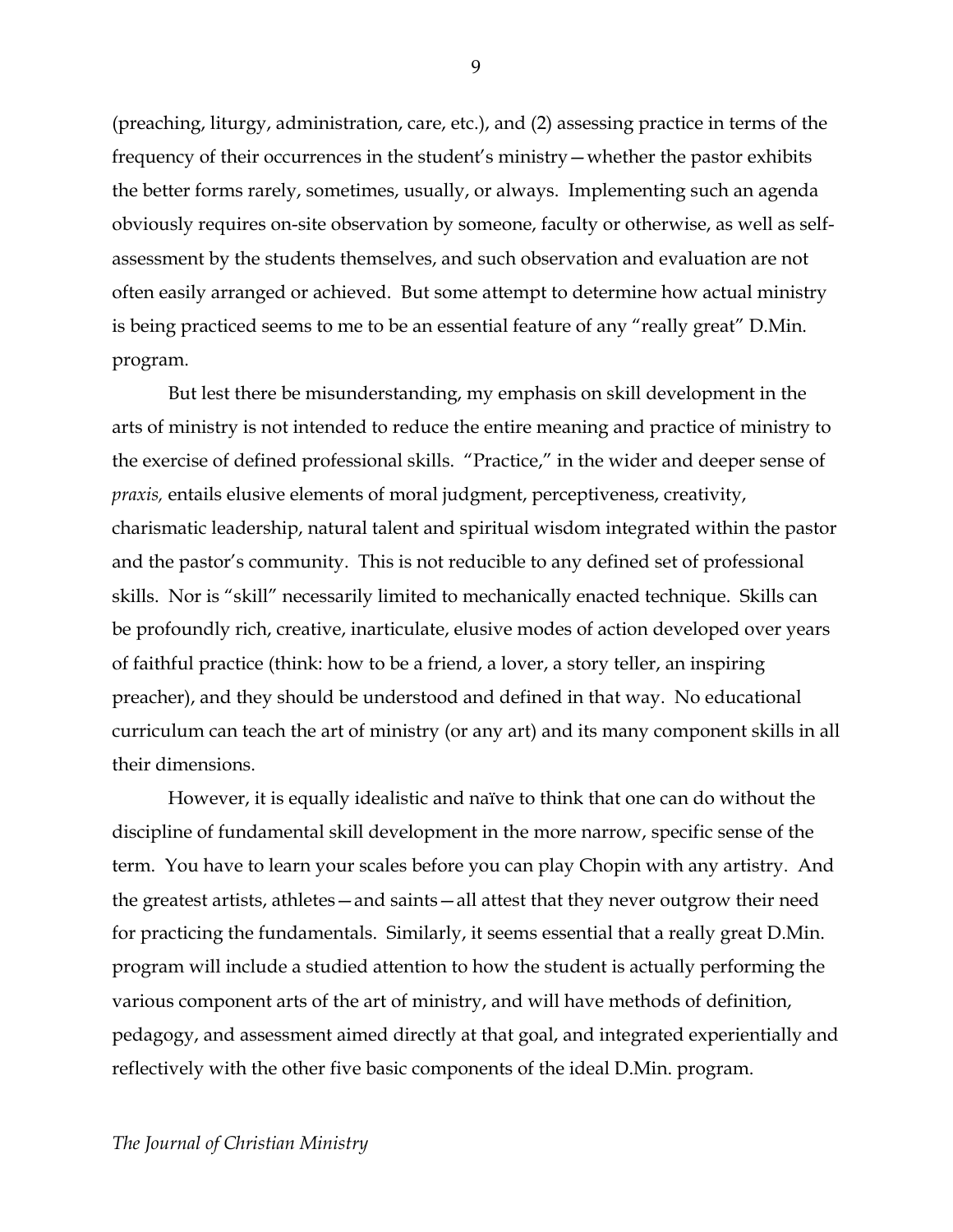(preaching, liturgy, administration, care, etc.), and (2) assessing practice in terms of the frequency of their occurrences in the student's ministry—whether the pastor exhibits the better forms rarely, sometimes, usually, or always. Implementing such an agenda obviously requires on-site observation by someone, faculty or otherwise, as well as self-assessment by the students themselves, and such observation and evaluation are not often easily arranged or achieved. But some attempt to determine how actual ministry is being practiced seems to me to be an essential feature of any "really great" D.Min. program.

But lest there be misunderstanding, my emphasis on skill development in the arts of ministry is not intended to reduce the entire meaning and practice of ministry to the exercise of defined professional skills. "Practice," in the wider and deeper sense of *praxis,* entails elusive elements of moral judgment, perceptiveness, creativity, charismatic leadership, natural talent and spiritual wisdom integrated within the pastor and the pastor's community. This is not reducible to any defined set of professional skills. Nor is "skill" necessarily limited to mechanically enacted technique. Skills can be profoundly rich, creative, inarticulate, elusive modes of action developed over years of faithful practice (think: how to be a friend, a lover, a story teller, an inspiring preacher), and they should be understood and defined in that way. No educational curriculum can teach the art of ministry (or any art) and its many component skills in all their dimensions.

However, it is equally idealistic and naïve to think that one can do without the discipline of fundamental skill development in the more narrow, specific sense of the term. You have to learn your scales before you can play Chopin with any artistry. And the greatest artists, athletes—and saints—all attest that they never outgrow their need for practicing the fundamentals. Similarly, it seems essential that a really great D.Min. program will include a studied attention to how the student is actually performing the various component arts of the art of ministry, and will have methods of definition, pedagogy, and assessment aimed directly at that goal, and integrated experientially and reflectively with the other five basic components of the ideal D.Min. program.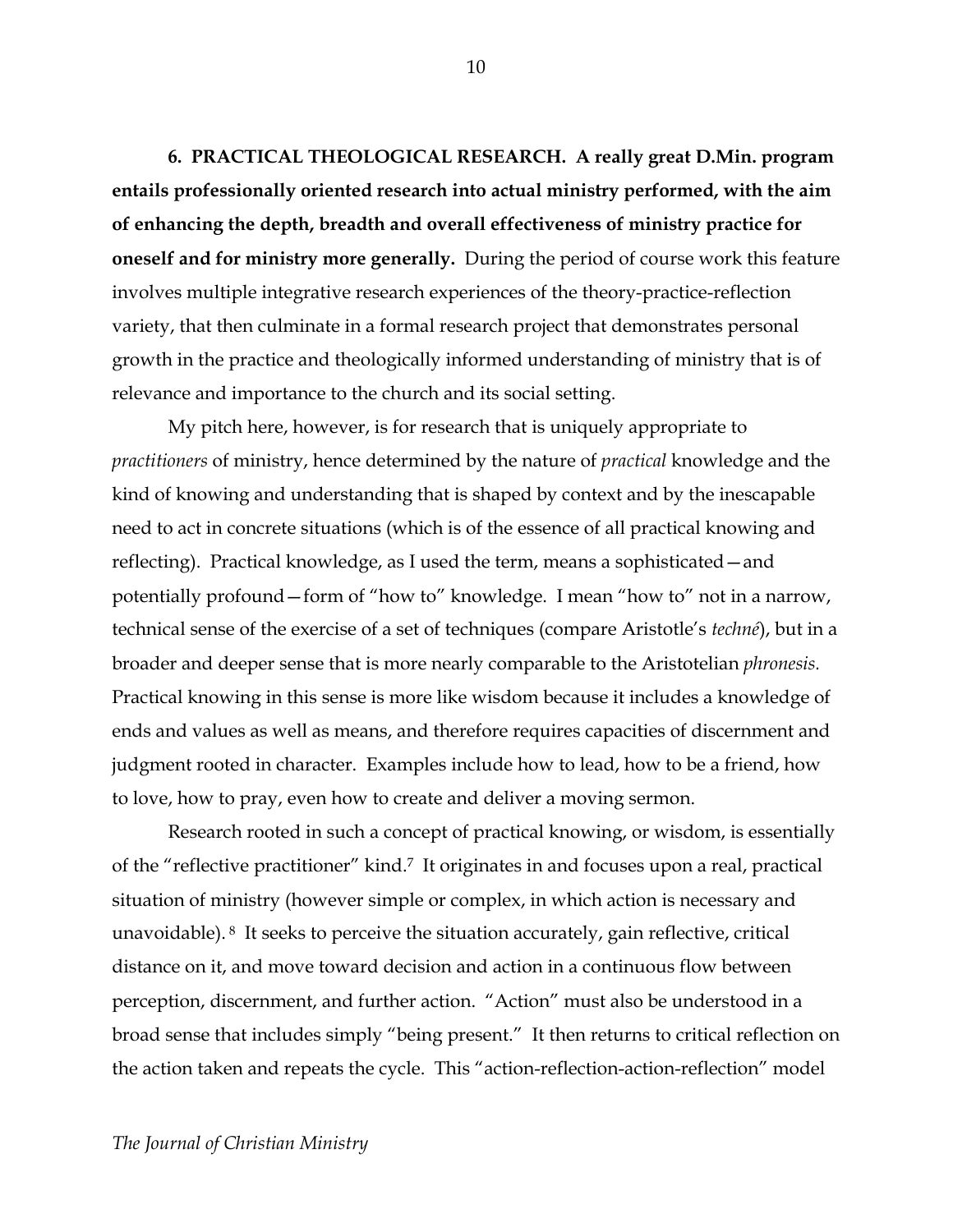**6. PRACTICAL THEOLOGICAL RESEARCH. A really great D.Min. program entails professionally oriented research into actual ministry performed, with the aim of enhancing the depth, breadth and overall effectiveness of ministry practice for oneself and for ministry more generally.** During the period of course work this feature involves multiple integrative research experiences of the theory-practice-reflection variety, that then culminate in a formal research project that demonstrates personal growth in the practice and theologically informed understanding of ministry that is of relevance and importance to the church and its social setting.

My pitch here, however, is for research that is uniquely appropriate to *practitioners* of ministry, hence determined by the nature of *practical* knowledge and the kind of knowing and understanding that is shaped by context and by the inescapable need to act in concrete situations (which is of the essence of all practical knowing and reflecting). Practical knowledge, as I used the term, means a sophisticated—and potentially profound—form of "how to" knowledge. I mean "how to" not in a narrow, technical sense of the exercise of a set of techniques (compare Aristotle's *techné*), but in a broader and deeper sense that is more nearly comparable to the Aristotelian *phronesis.* Practical knowing in this sense is more like wisdom because it includes a knowledge of ends and values as well as means, and therefore requires capacities of discernment and judgment rooted in character. Examples include how to lead, how to be a friend, how to love, how to pray, even how to create and deliver a moving sermon.

Research rooted in such a concept of practical knowing, or wisdom, is essentially of the "reflective practitioner" kind.[7] It originates in and focuses upon a real, practical situation of ministry (however simple or complex, in which action is necessary and unavoidable).[8] It seeks to perceive the situation accurately, gain reflective, critical distance on it, and move toward decision and action in a continuous flow between perception, discernment, and further action. "Action" must also be understood in a broad sense that includes simply "being present." It then returns to critical reflection on the action taken and repeats the cycle. This "action-reflection-action-reflection" model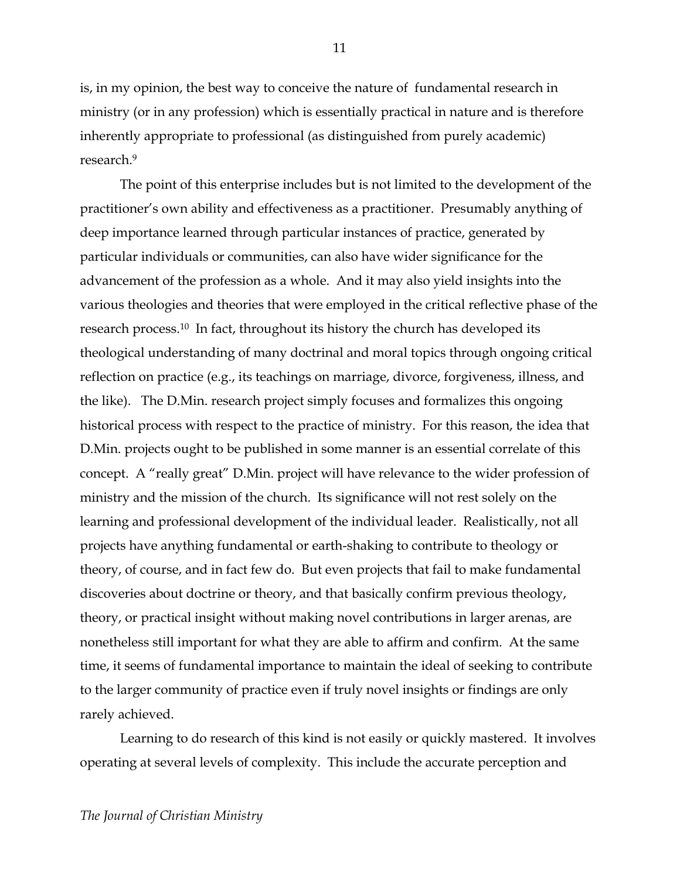is, in my opinion, the best way to conceive the nature of fundamental research in ministry (or in any profession) which is essentially practical in nature and is therefore inherently appropriate to professional (as distinguished from purely academic) research.[9]

The point of this enterprise includes but is not limited to the development of the practitioner's own ability and effectiveness as a practitioner. Presumably anything of deep importance learned through particular instances of practice, generated by particular individuals or communities, can also have wider significance for the advancement of the profession as a whole. And it may also yield insights into the various theologies and theories that were employed in the critical reflective phase of the research process.[10] In fact, throughout its history the church has developed its theological understanding of many doctrinal and moral topics through ongoing critical reflection on practice (e.g., its teachings on marriage, divorce, forgiveness, illness, and the like). The D.Min. research project simply focuses and formalizes this ongoing historical process with respect to the practice of ministry. For this reason, the idea that D.Min. projects ought to be published in some manner is an essential correlate of this concept. A "really great" D.Min. project will have relevance to the wider profession of ministry and the mission of the church. Its significance will not rest solely on the learning and professional development of the individual leader. Realistically, not all projects have anything fundamental or earth-shaking to contribute to theology or theory, of course, and in fact few do. But even projects that fail to make fundamental discoveries about doctrine or theory, and that basically confirm previous theology, theory, or practical insight without making novel contributions in larger arenas, are nonetheless still important for what they are able to affirm and confirm. At the same time, it seems of fundamental importance to maintain the ideal of seeking to contribute to the larger community of practice even if truly novel insights or findings are only rarely achieved.

Learning to do research of this kind is not easily or quickly mastered. It involves operating at several levels of complexity. This include the accurate perception and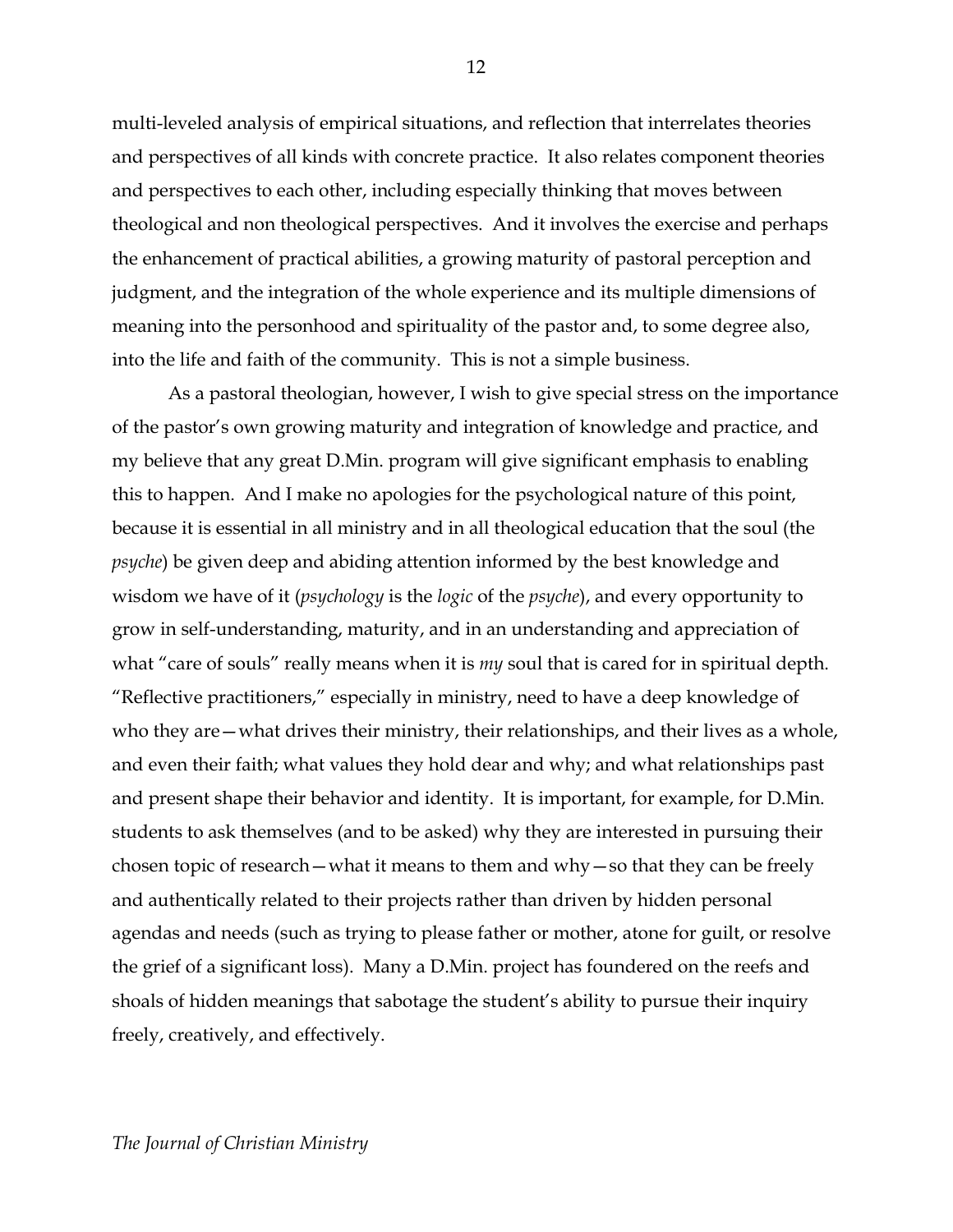multi-leveled analysis of empirical situations, and reflection that interrelates theories and perspectives of all kinds with concrete practice. It also relates component theories and perspectives to each other, including especially thinking that moves between theological and non theological perspectives. And it involves the exercise and perhaps the enhancement of practical abilities, a growing maturity of pastoral perception and judgment, and the integration of the whole experience and its multiple dimensions of meaning into the personhood and spirituality of the pastor and, to some degree also, into the life and faith of the community. This is not a simple business.

As a pastoral theologian, however, I wish to give special stress on the importance of the pastor's own growing maturity and integration of knowledge and practice, and my believe that any great D.Min. program will give significant emphasis to enabling this to happen. And I make no apologies for the psychological nature of this point, because it is essential in all ministry and in all theological education that the soul (the *psyche*) be given deep and abiding attention informed by the best knowledge and wisdom we have of it (*psychology* is the *logic* of the *psyche*), and every opportunity to grow in self-understanding, maturity, and in an understanding and appreciation of what "care of souls" really means when it is *my* soul that is cared for in spiritual depth. "Reflective practitioners," especially in ministry, need to have a deep knowledge of who they are—what drives their ministry, their relationships, and their lives as a whole, and even their faith; what values they hold dear and why; and what relationships past and present shape their behavior and identity. It is important, for example, for D.Min. students to ask themselves (and to be asked) why they are interested in pursuing their chosen topic of research—what it means to them and why—so that they can be freely and authentically related to their projects rather than driven by hidden personal agendas and needs (such as trying to please father or mother, atone for guilt, or resolve the grief of a significant loss). Many a D.Min. project has foundered on the reefs and shoals of hidden meanings that sabotage the student's ability to pursue their inquiry freely, creatively, and effectively.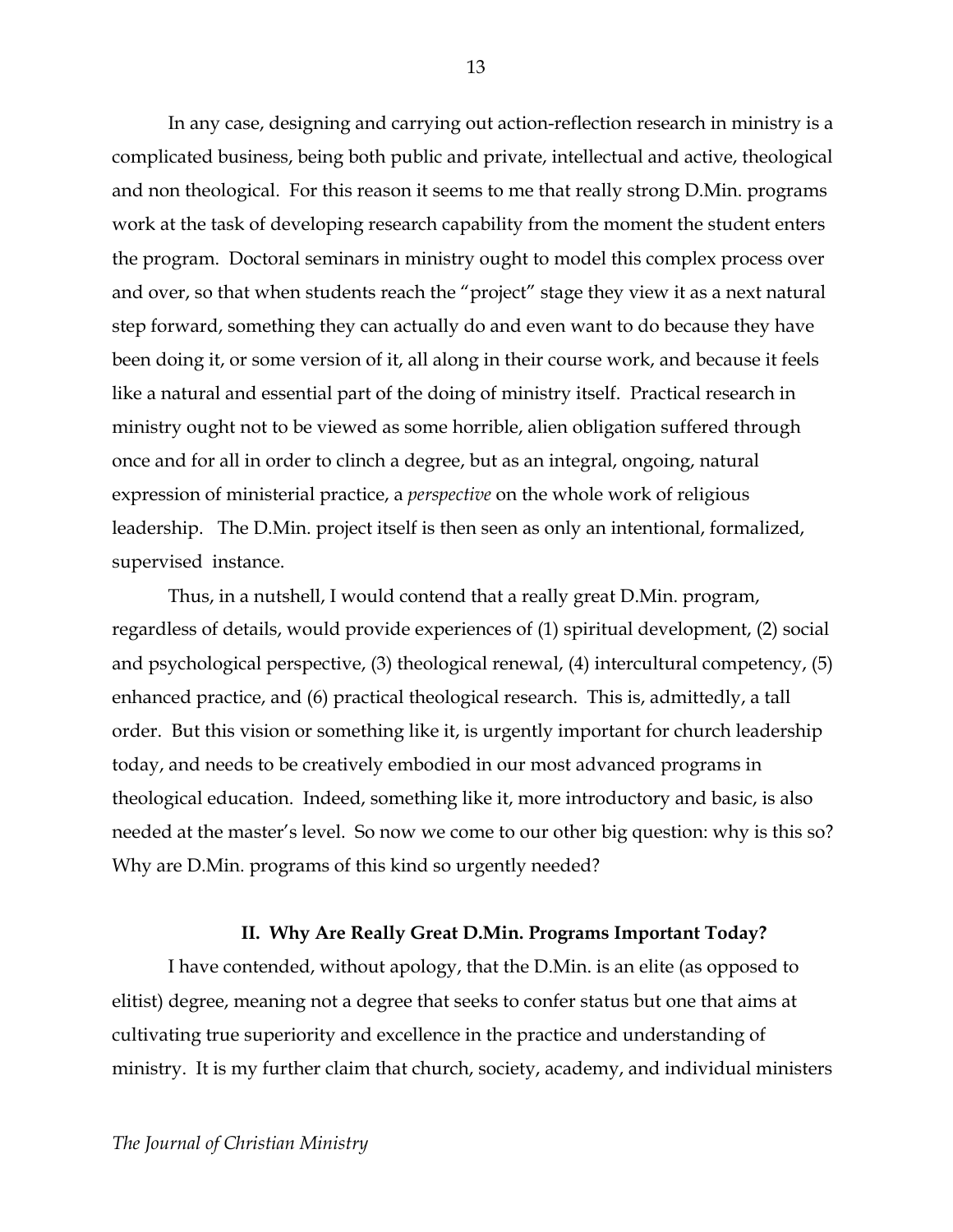In any case, designing and carrying out action-reflection research in ministry is a complicated business, being both public and private, intellectual and active, theological and non theological. For this reason it seems to me that really strong D.Min. programs work at the task of developing research capability from the moment the student enters the program. Doctoral seminars in ministry ought to model this complex process over and over, so that when students reach the "project" stage they view it as a next natural step forward, something they can actually do and even want to do because they have been doing it, or some version of it, all along in their course work, and because it feels like a natural and essential part of the doing of ministry itself. Practical research in ministry ought not to be viewed as some horrible, alien obligation suffered through once and for all in order to clinch a degree, but as an integral, ongoing, natural expression of ministerial practice, a *perspective* on the whole work of religious leadership. The D.Min. project itself is then seen as only an intentional, formalized, supervised instance.

Thus, in a nutshell, I would contend that a really great D.Min. program, regardless of details, would provide experiences of (1) spiritual development, (2) social and psychological perspective, (3) theological renewal, (4) intercultural competency, (5) enhanced practice, and (6) practical theological research. This is, admittedly, a tall order. But this vision or something like it, is urgently important for church leadership today, and needs to be creatively embodied in our most advanced programs in theological education. Indeed, something like it, more introductory and basic, is also needed at the master's level. So now we come to our other big question: why is this so? Why are D.Min. programs of this kind so urgently needed?

## II. Why Are Really Great D.Min. Programs Important Today?

I have contended, without apology, that the D.Min. is an elite (as opposed to elitist) degree, meaning not a degree that seeks to confer status but one that aims at cultivating true superiority and excellence in the practice and understanding of ministry. It is my further claim that church, society, academy, and individual ministers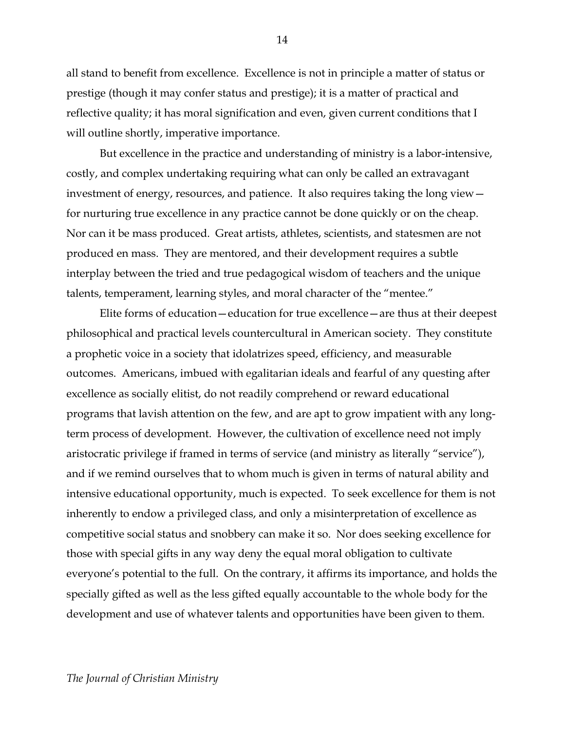all stand to benefit from excellence. Excellence is not in principle a matter of status or prestige (though it may confer status and prestige); it is a matter of practical and reflective quality; it has moral signification and even, given current conditions that I will outline shortly, imperative importance.

But excellence in the practice and understanding of ministry is a labor-intensive, costly, and complex undertaking requiring what can only be called an extravagant investment of energy, resources, and patience. It also requires taking the long view—for nurturing true excellence in any practice cannot be done quickly or on the cheap. Nor can it be mass produced. Great artists, athletes, scientists, and statesmen are not produced en mass. They are mentored, and their development requires a subtle interplay between the tried and true pedagogical wisdom of teachers and the unique talents, temperament, learning styles, and moral character of the "mentee."

Elite forms of education—education for true excellence—are thus at their deepest philosophical and practical levels countercultural in American society. They constitute a prophetic voice in a society that idolatrizes speed, efficiency, and measurable outcomes. Americans, imbued with egalitarian ideals and fearful of any questing after excellence as socially elitist, do not readily comprehend or reward educational programs that lavish attention on the few, and are apt to grow impatient with any long-term process of development. However, the cultivation of excellence need not imply aristocratic privilege if framed in terms of service (and ministry as literally "service"), and if we remind ourselves that to whom much is given in terms of natural ability and intensive educational opportunity, much is expected. To seek excellence for them is not inherently to endow a privileged class, and only a misinterpretation of excellence as competitive social status and snobbery can make it so. Nor does seeking excellence for those with special gifts in any way deny the equal moral obligation to cultivate everyone's potential to the full. On the contrary, it affirms its importance, and holds the specially gifted as well as the less gifted equally accountable to the whole body for the development and use of whatever talents and opportunities have been given to them.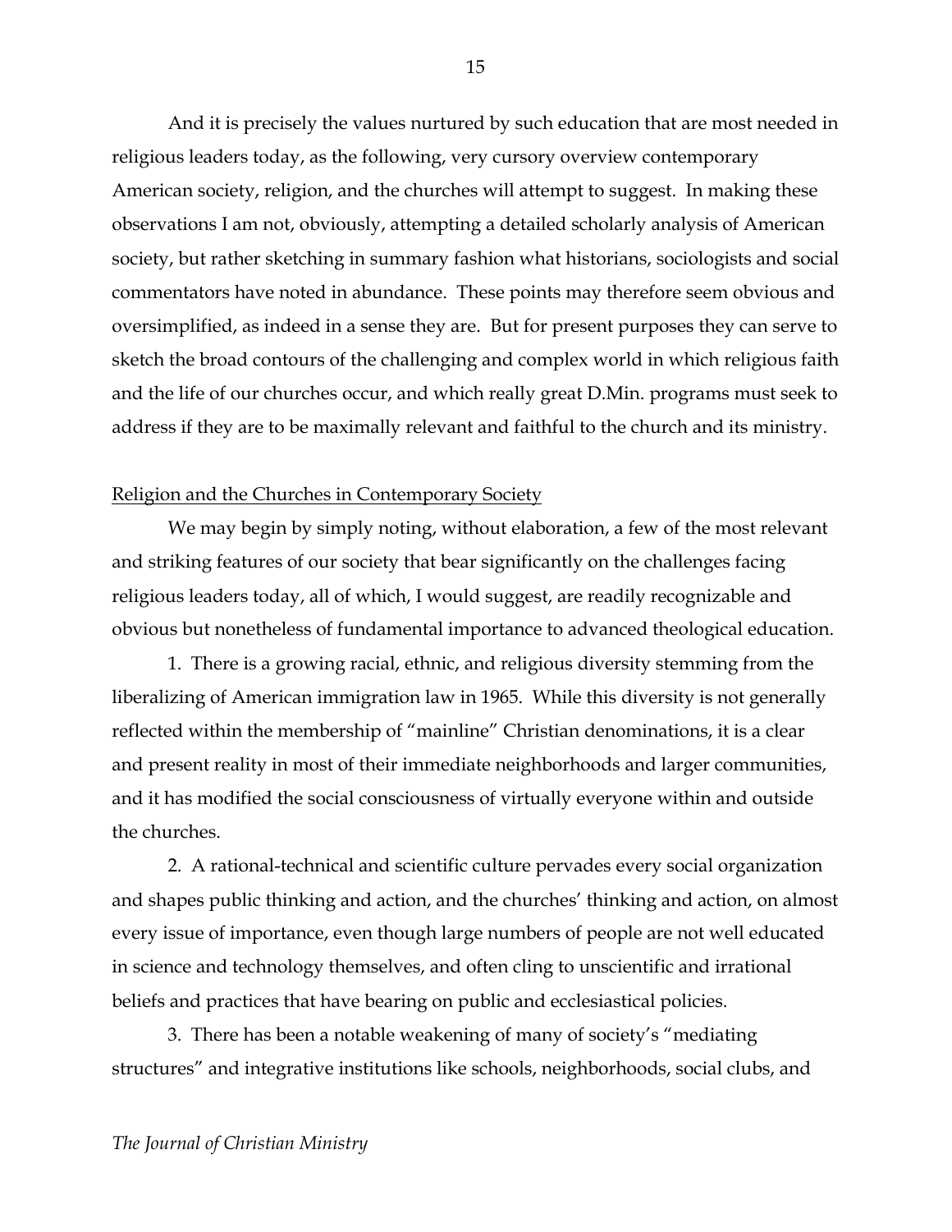And it is precisely the values nurtured by such education that are most needed in religious leaders today, as the following, very cursory overview contemporary American society, religion, and the churches will attempt to suggest. In making these observations I am not, obviously, attempting a detailed scholarly analysis of American society, but rather sketching in summary fashion what historians, sociologists and social commentators have noted in abundance. These points may therefore seem obvious and oversimplified, as indeed in a sense they are. But for present purposes they can serve to sketch the broad contours of the challenging and complex world in which religious faith and the life of our churches occur, and which really great D.Min. programs must seek to address if they are to be maximally relevant and faithful to the church and its ministry.

## Religion and the Churches in Contemporary Society

We may begin by simply noting, without elaboration, a few of the most relevant and striking features of our society that bear significantly on the challenges facing religious leaders today, all of which, I would suggest, are readily recognizable and obvious but nonetheless of fundamental importance to advanced theological education.

1. There is a growing racial, ethnic, and religious diversity stemming from the liberalizing of American immigration law in 1965. While this diversity is not generally reflected within the membership of "mainline" Christian denominations, it is a clear and present reality in most of their immediate neighborhoods and larger communities, and it has modified the social consciousness of virtually everyone within and outside the churches.

2. A rational-technical and scientific culture pervades every social organization and shapes public thinking and action, and the churches' thinking and action, on almost every issue of importance, even though large numbers of people are not well educated in science and technology themselves, and often cling to unscientific and irrational beliefs and practices that have bearing on public and ecclesiastical policies.

3. There has been a notable weakening of many of society's "mediating structures" and integrative institutions like schools, neighborhoods, social clubs, and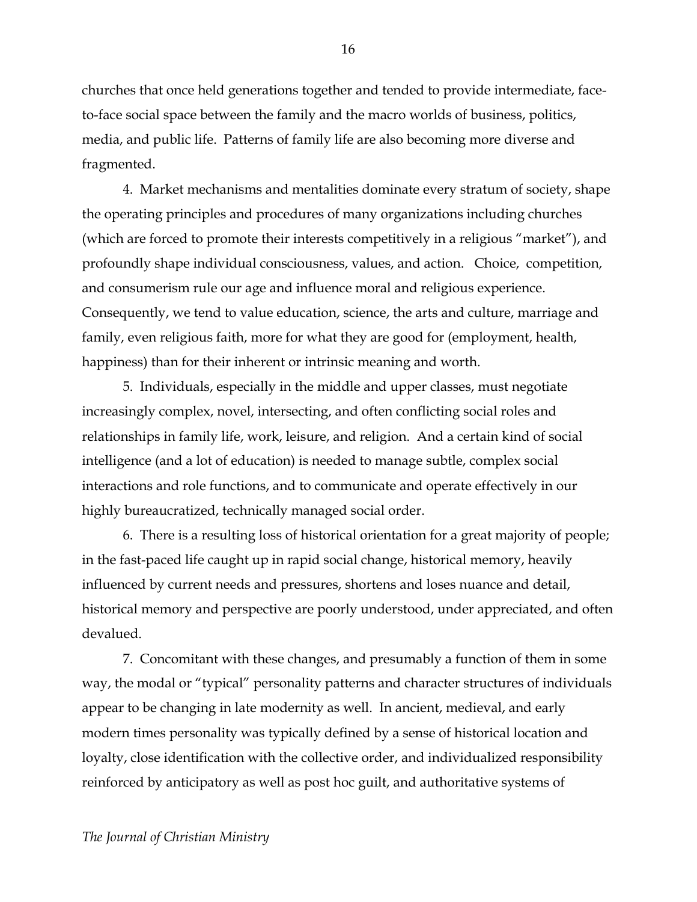churches that once held generations together and tended to provide intermediate, face-to-face social space between the family and the macro worlds of business, politics, media, and public life. Patterns of family life are also becoming more diverse and fragmented.

4. Market mechanisms and mentalities dominate every stratum of society, shape the operating principles and procedures of many organizations including churches (which are forced to promote their interests competitively in a religious "market"), and profoundly shape individual consciousness, values, and action. Choice, competition, and consumerism rule our age and influence moral and religious experience. Consequently, we tend to value education, science, the arts and culture, marriage and family, even religious faith, more for what they are good for (employment, health, happiness) than for their inherent or intrinsic meaning and worth.

5. Individuals, especially in the middle and upper classes, must negotiate increasingly complex, novel, intersecting, and often conflicting social roles and relationships in family life, work, leisure, and religion. And a certain kind of social intelligence (and a lot of education) is needed to manage subtle, complex social interactions and role functions, and to communicate and operate effectively in our highly bureaucratized, technically managed social order.

6. There is a resulting loss of historical orientation for a great majority of people; in the fast-paced life caught up in rapid social change, historical memory, heavily influenced by current needs and pressures, shortens and loses nuance and detail, historical memory and perspective are poorly understood, under appreciated, and often devalued.

7. Concomitant with these changes, and presumably a function of them in some way, the modal or "typical" personality patterns and character structures of individuals appear to be changing in late modernity as well. In ancient, medieval, and early modern times personality was typically defined by a sense of historical location and loyalty, close identification with the collective order, and individualized responsibility reinforced by anticipatory as well as post hoc guilt, and authoritative systems of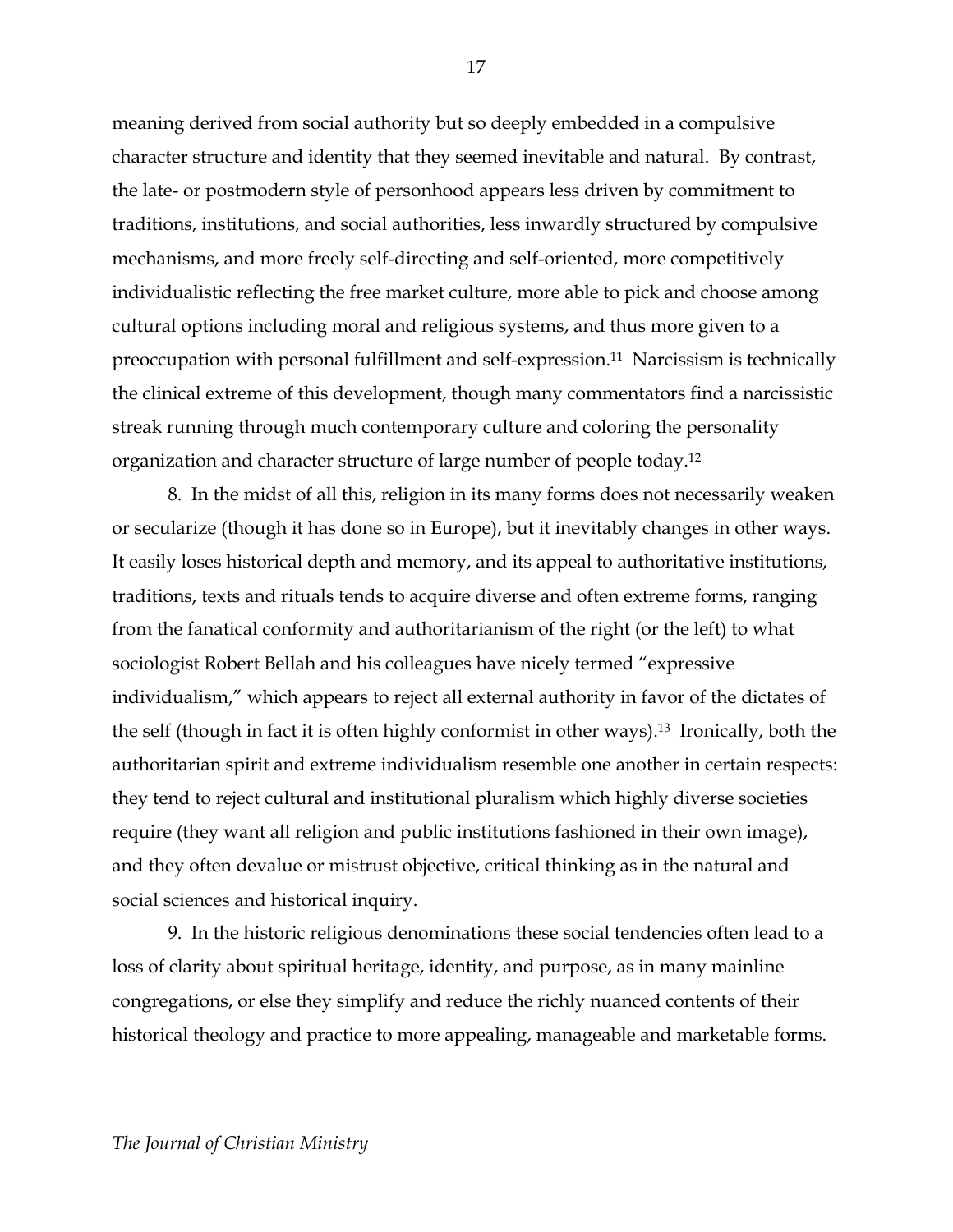meaning derived from social authority but so deeply embedded in a compulsive character structure and identity that they seemed inevitable and natural. By contrast, the late- or postmodern style of personhood appears less driven by commitment to traditions, institutions, and social authorities, less inwardly structured by compulsive mechanisms, and more freely self-directing and self-oriented, more competitively individualistic reflecting the free market culture, more able to pick and choose among cultural options including moral and religious systems, and thus more given to a preoccupation with personal fulfillment and self-expression.[11] Narcissism is technically the clinical extreme of this development, though many commentators find a narcissistic streak running through much contemporary culture and coloring the personality organization and character structure of large number of people today.[12]

8. In the midst of all this, religion in its many forms does not necessarily weaken or secularize (though it has done so in Europe), but it inevitably changes in other ways. It easily loses historical depth and memory, and its appeal to authoritative institutions, traditions, texts and rituals tends to acquire diverse and often extreme forms, ranging from the fanatical conformity and authoritarianism of the right (or the left) to what sociologist Robert Bellah and his colleagues have nicely termed "expressive individualism," which appears to reject all external authority in favor of the dictates of the self (though in fact it is often highly conformist in other ways).[13] Ironically, both the authoritarian spirit and extreme individualism resemble one another in certain respects: they tend to reject cultural and institutional pluralism which highly diverse societies require (they want all religion and public institutions fashioned in their own image), and they often devalue or mistrust objective, critical thinking as in the natural and social sciences and historical inquiry.

9. In the historic religious denominations these social tendencies often lead to a loss of clarity about spiritual heritage, identity, and purpose, as in many mainline congregations, or else they simplify and reduce the richly nuanced contents of their historical theology and practice to more appealing, manageable and marketable forms.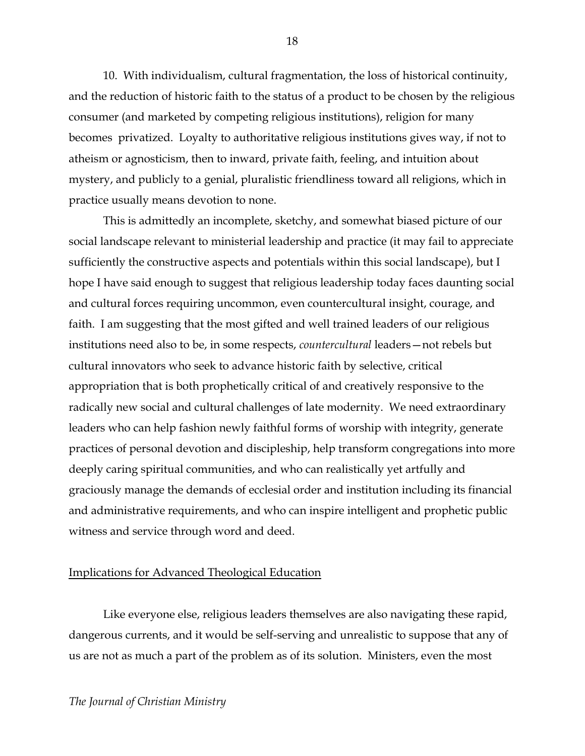10. With individualism, cultural fragmentation, the loss of historical continuity, and the reduction of historic faith to the status of a product to be chosen by the religious consumer (and marketed by competing religious institutions), religion for many becomes privatized. Loyalty to authoritative religious institutions gives way, if not to atheism or agnosticism, then to inward, private faith, feeling, and intuition about mystery, and publicly to a genial, pluralistic friendliness toward all religions, which in practice usually means devotion to none.

This is admittedly an incomplete, sketchy, and somewhat biased picture of our social landscape relevant to ministerial leadership and practice (it may fail to appreciate sufficiently the constructive aspects and potentials within this social landscape), but I hope I have said enough to suggest that religious leadership today faces daunting social and cultural forces requiring uncommon, even countercultural insight, courage, and faith. I am suggesting that the most gifted and well trained leaders of our religious institutions need also to be, in some respects, *countercultural* leaders—not rebels but cultural innovators who seek to advance historic faith by selective, critical appropriation that is both prophetically critical of and creatively responsive to the radically new social and cultural challenges of late modernity. We need extraordinary leaders who can help fashion newly faithful forms of worship with integrity, generate practices of personal devotion and discipleship, help transform congregations into more deeply caring spiritual communities, and who can realistically yet artfully and graciously manage the demands of ecclesial order and institution including its financial and administrative requirements, and who can inspire intelligent and prophetic public witness and service through word and deed.

## Implications for Advanced Theological Education

Like everyone else, religious leaders themselves are also navigating these rapid, dangerous currents, and it would be self-serving and unrealistic to suppose that any of us are not as much a part of the problem as of its solution. Ministers, even the most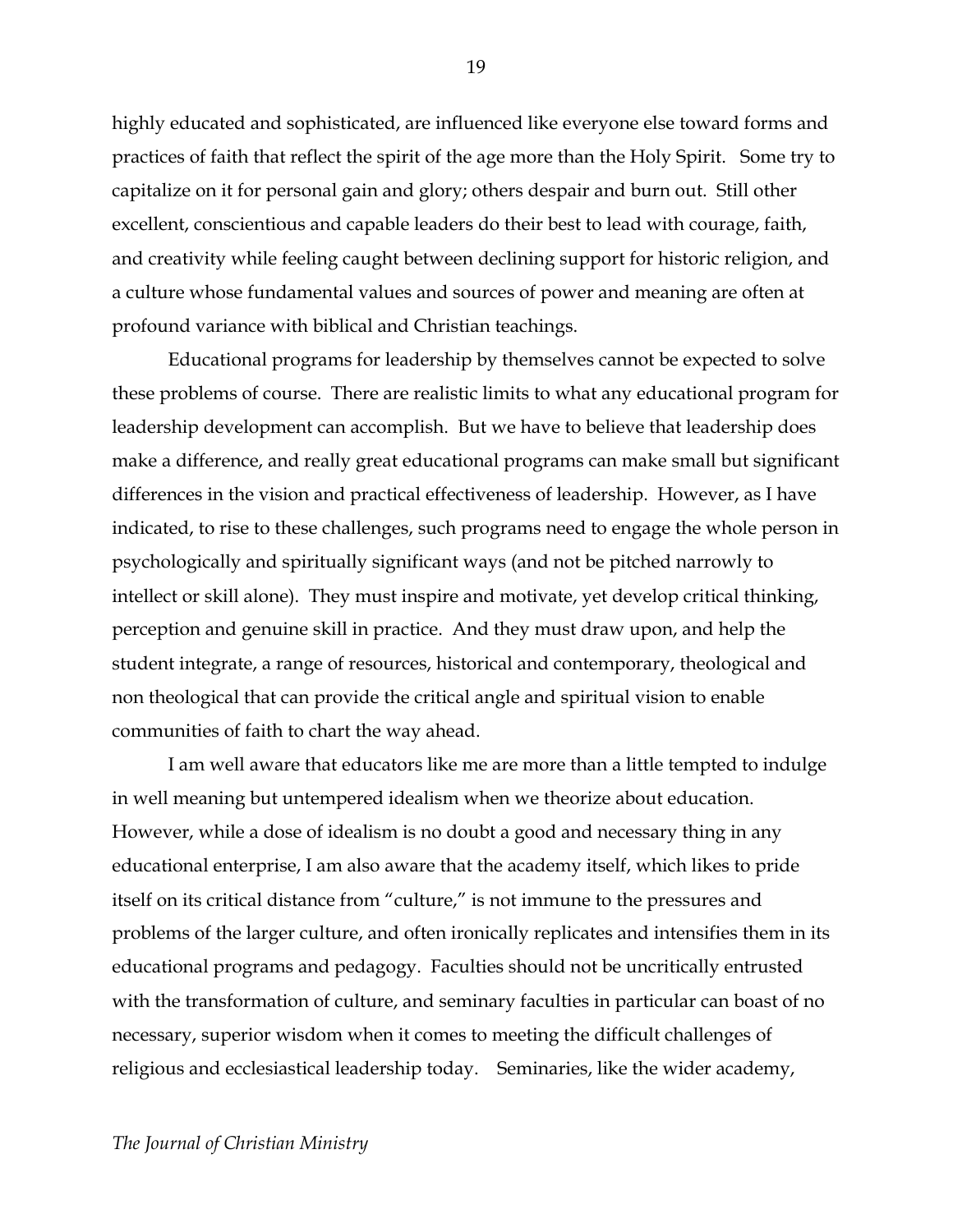highly educated and sophisticated, are influenced like everyone else toward forms and practices of faith that reflect the spirit of the age more than the Holy Spirit. Some try to capitalize on it for personal gain and glory; others despair and burn out. Still other excellent, conscientious and capable leaders do their best to lead with courage, faith, and creativity while feeling caught between declining support for historic religion, and a culture whose fundamental values and sources of power and meaning are often at profound variance with biblical and Christian teachings.

Educational programs for leadership by themselves cannot be expected to solve these problems of course. There are realistic limits to what any educational program for leadership development can accomplish. But we have to believe that leadership does make a difference, and really great educational programs can make small but significant differences in the vision and practical effectiveness of leadership. However, as I have indicated, to rise to these challenges, such programs need to engage the whole person in psychologically and spiritually significant ways (and not be pitched narrowly to intellect or skill alone). They must inspire and motivate, yet develop critical thinking, perception and genuine skill in practice. And they must draw upon, and help the student integrate, a range of resources, historical and contemporary, theological and non theological that can provide the critical angle and spiritual vision to enable communities of faith to chart the way ahead.

I am well aware that educators like me are more than a little tempted to indulge in well meaning but untempered idealism when we theorize about education. However, while a dose of idealism is no doubt a good and necessary thing in any educational enterprise, I am also aware that the academy itself, which likes to pride itself on its critical distance from "culture," is not immune to the pressures and problems of the larger culture, and often ironically replicates and intensifies them in its educational programs and pedagogy. Faculties should not be uncritically entrusted with the transformation of culture, and seminary faculties in particular can boast of no necessary, superior wisdom when it comes to meeting the difficult challenges of religious and ecclesiastical leadership today. Seminaries, like the wider academy,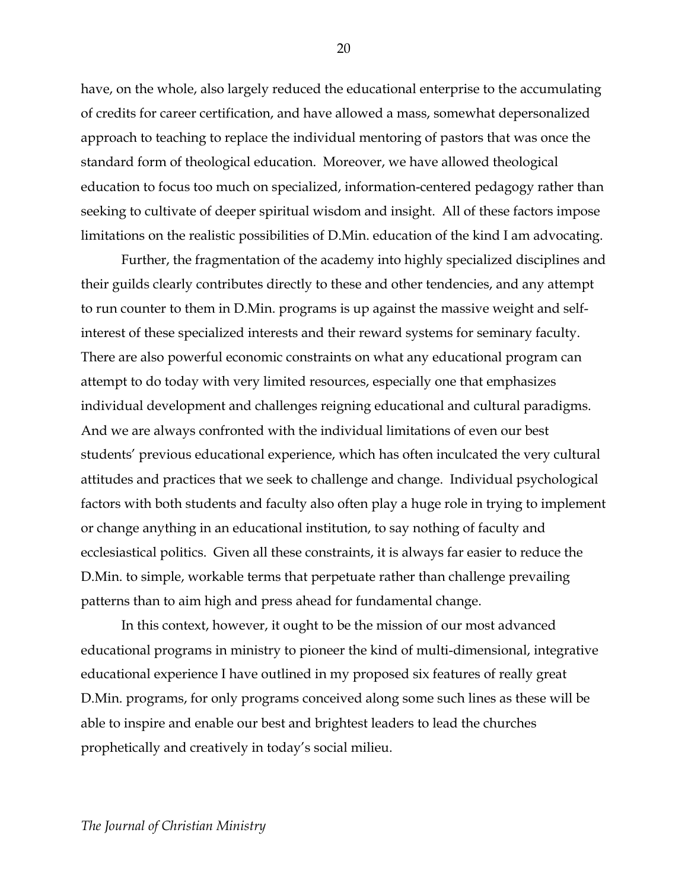have, on the whole, also largely reduced the educational enterprise to the accumulating of credits for career certification, and have allowed a mass, somewhat depersonalized approach to teaching to replace the individual mentoring of pastors that was once the standard form of theological education. Moreover, we have allowed theological education to focus too much on specialized, information-centered pedagogy rather than seeking to cultivate of deeper spiritual wisdom and insight. All of these factors impose limitations on the realistic possibilities of D.Min. education of the kind I am advocating.

Further, the fragmentation of the academy into highly specialized disciplines and their guilds clearly contributes directly to these and other tendencies, and any attempt to run counter to them in D.Min. programs is up against the massive weight and self-interest of these specialized interests and their reward systems for seminary faculty. There are also powerful economic constraints on what any educational program can attempt to do today with very limited resources, especially one that emphasizes individual development and challenges reigning educational and cultural paradigms. And we are always confronted with the individual limitations of even our best students' previous educational experience, which has often inculcated the very cultural attitudes and practices that we seek to challenge and change. Individual psychological factors with both students and faculty also often play a huge role in trying to implement or change anything in an educational institution, to say nothing of faculty and ecclesiastical politics. Given all these constraints, it is always far easier to reduce the D.Min. to simple, workable terms that perpetuate rather than challenge prevailing patterns than to aim high and press ahead for fundamental change.

In this context, however, it ought to be the mission of our most advanced educational programs in ministry to pioneer the kind of multi-dimensional, integrative educational experience I have outlined in my proposed six features of really great D.Min. programs, for only programs conceived along some such lines as these will be able to inspire and enable our best and brightest leaders to lead the churches prophetically and creatively in today's social milieu.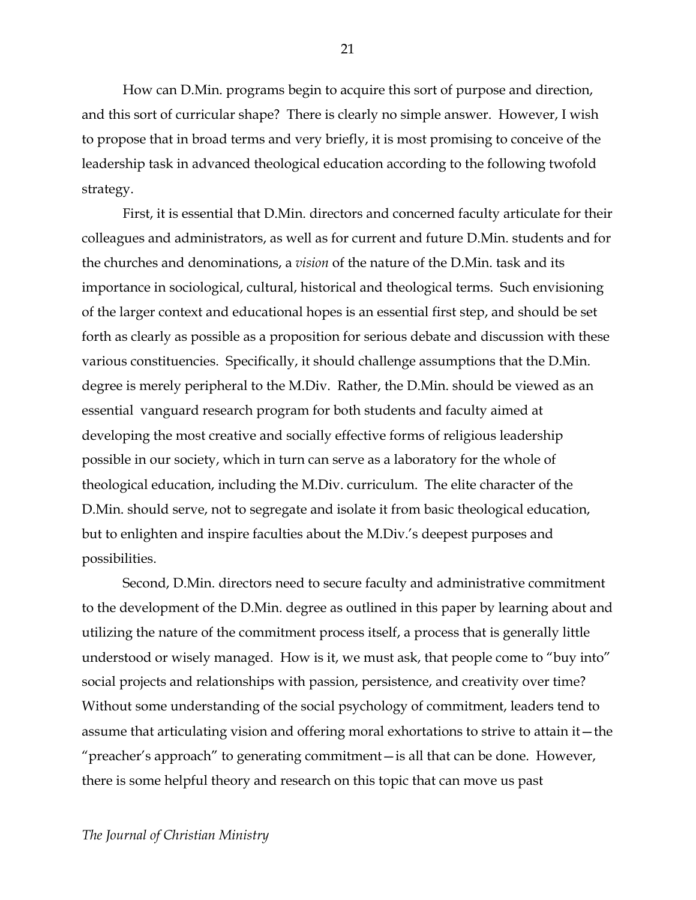How can D.Min. programs begin to acquire this sort of purpose and direction, and this sort of curricular shape? There is clearly no simple answer. However, I wish to propose that in broad terms and very briefly, it is most promising to conceive of the leadership task in advanced theological education according to the following twofold strategy.

First, it is essential that D.Min. directors and concerned faculty articulate for their colleagues and administrators, as well as for current and future D.Min. students and for the churches and denominations, a *vision* of the nature of the D.Min. task and its importance in sociological, cultural, historical and theological terms. Such envisioning of the larger context and educational hopes is an essential first step, and should be set forth as clearly as possible as a proposition for serious debate and discussion with these various constituencies. Specifically, it should challenge assumptions that the D.Min. degree is merely peripheral to the M.Div. Rather, the D.Min. should be viewed as an essential vanguard research program for both students and faculty aimed at developing the most creative and socially effective forms of religious leadership possible in our society, which in turn can serve as a laboratory for the whole of theological education, including the M.Div. curriculum. The elite character of the D.Min. should serve, not to segregate and isolate it from basic theological education, but to enlighten and inspire faculties about the M.Div.'s deepest purposes and possibilities.

Second, D.Min. directors need to secure faculty and administrative commitment to the development of the D.Min. degree as outlined in this paper by learning about and utilizing the nature of the commitment process itself, a process that is generally little understood or wisely managed. How is it, we must ask, that people come to "buy into" social projects and relationships with passion, persistence, and creativity over time? Without some understanding of the social psychology of commitment, leaders tend to assume that articulating vision and offering moral exhortations to strive to attain it—the "preacher's approach" to generating commitment—is all that can be done. However, there is some helpful theory and research on this topic that can move us past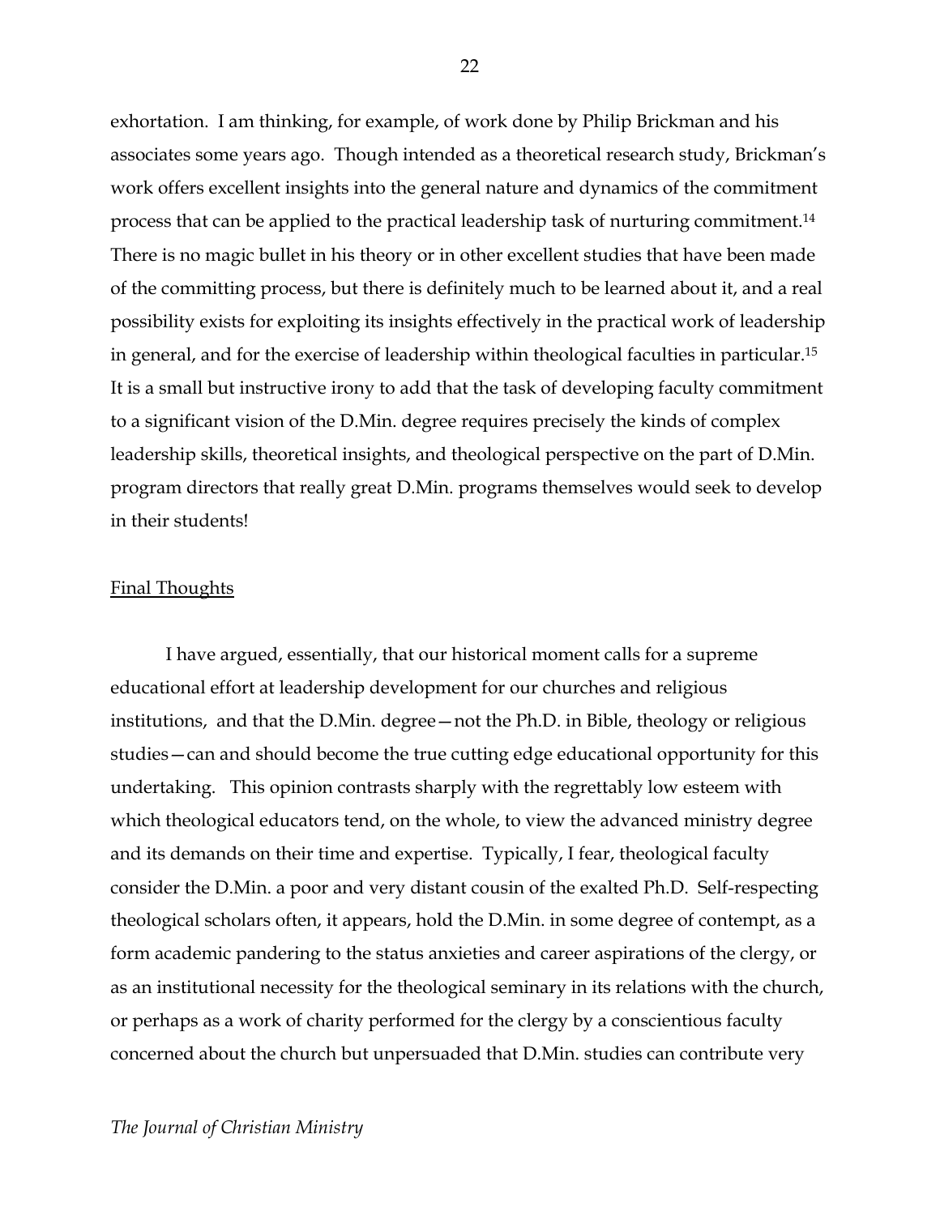exhortation. I am thinking, for example, of work done by Philip Brickman and his associates some years ago. Though intended as a theoretical research study, Brickman's work offers excellent insights into the general nature and dynamics of the commitment process that can be applied to the practical leadership task of nurturing commitment.[14] There is no magic bullet in his theory or in other excellent studies that have been made of the committing process, but there is definitely much to be learned about it, and a real possibility exists for exploiting its insights effectively in the practical work of leadership in general, and for the exercise of leadership within theological faculties in particular.[15] It is a small but instructive irony to add that the task of developing faculty commitment to a significant vision of the D.Min. degree requires precisely the kinds of complex leadership skills, theoretical insights, and theological perspective on the part of D.Min. program directors that really great D.Min. programs themselves would seek to develop in their students!

## Final Thoughts

I have argued, essentially, that our historical moment calls for a supreme educational effort at leadership development for our churches and religious institutions, and that the D.Min. degree—not the Ph.D. in Bible, theology or religious studies—can and should become the true cutting edge educational opportunity for this undertaking. This opinion contrasts sharply with the regrettably low esteem with which theological educators tend, on the whole, to view the advanced ministry degree and its demands on their time and expertise. Typically, I fear, theological faculty consider the D.Min. a poor and very distant cousin of the exalted Ph.D. Self-respecting theological scholars often, it appears, hold the D.Min. in some degree of contempt, as a form academic pandering to the status anxieties and career aspirations of the clergy, or as an institutional necessity for the theological seminary in its relations with the church, or perhaps as a work of charity performed for the clergy by a conscientious faculty concerned about the church but unpersuaded that D.Min. studies can contribute very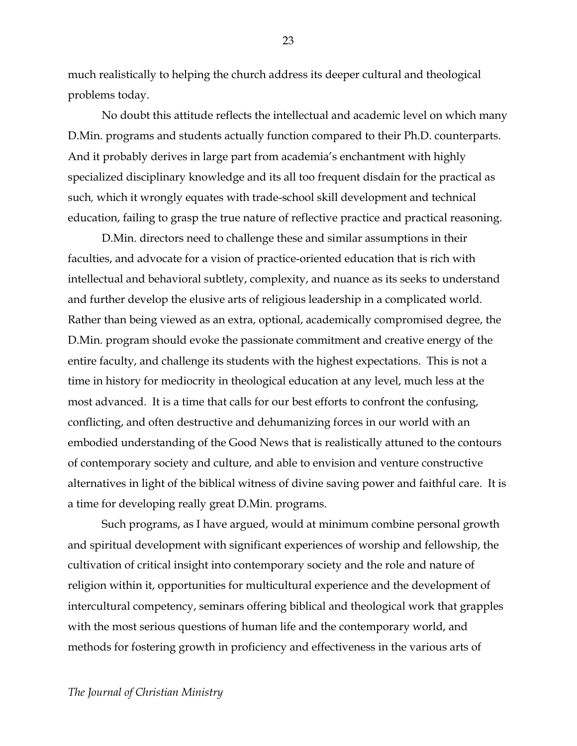much realistically to helping the church address its deeper cultural and theological problems today.

No doubt this attitude reflects the intellectual and academic level on which many D.Min. programs and students actually function compared to their Ph.D. counterparts. And it probably derives in large part from academia's enchantment with highly specialized disciplinary knowledge and its all too frequent disdain for the practical as such, which it wrongly equates with trade-school skill development and technical education, failing to grasp the true nature of reflective practice and practical reasoning.

D.Min. directors need to challenge these and similar assumptions in their faculties, and advocate for a vision of practice-oriented education that is rich with intellectual and behavioral subtlety, complexity, and nuance as its seeks to understand and further develop the elusive arts of religious leadership in a complicated world. Rather than being viewed as an extra, optional, academically compromised degree, the D.Min. program should evoke the passionate commitment and creative energy of the entire faculty, and challenge its students with the highest expectations. This is not a time in history for mediocrity in theological education at any level, much less at the most advanced. It is a time that calls for our best efforts to confront the confusing, conflicting, and often destructive and dehumanizing forces in our world with an embodied understanding of the Good News that is realistically attuned to the contours of contemporary society and culture, and able to envision and venture constructive alternatives in light of the biblical witness of divine saving power and faithful care. It is a time for developing really great D.Min. programs.

Such programs, as I have argued, would at minimum combine personal growth and spiritual development with significant experiences of worship and fellowship, the cultivation of critical insight into contemporary society and the role and nature of religion within it, opportunities for multicultural experience and the development of intercultural competency, seminars offering biblical and theological work that grapples with the most serious questions of human life and the contemporary world, and methods for fostering growth in proficiency and effectiveness in the various arts of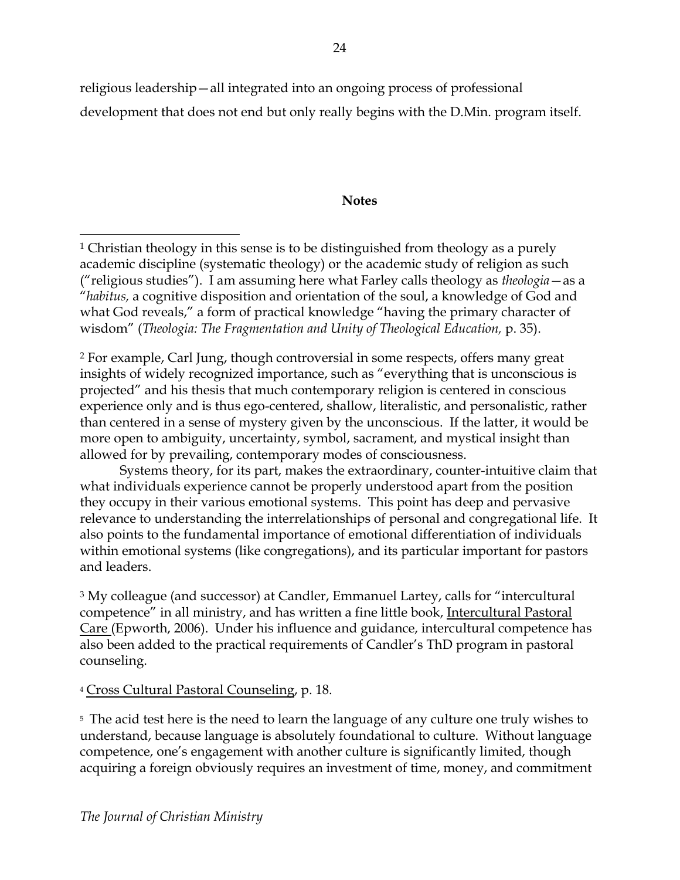religious leadership—all integrated into an ongoing process of professional development that does not end but only really begins with the D.Min. program itself.

**Notes**

[1] Christian theology in this sense is to be distinguished from theology as a purely academic discipline (systematic theology) or the academic study of religion as such ("religious studies"). I am assuming here what Farley calls theology as *theologia*—as a "*habitus,* a cognitive disposition and orientation of the soul, a knowledge of God and what God reveals," a form of practical knowledge "having the primary character of wisdom" (*Theologia: The Fragmentation and Unity of Theological Education,* p. 35).

[2] For example, Carl Jung, though controversial in some respects, offers many great insights of widely recognized importance, such as "everything that is unconscious is projected" and his thesis that much contemporary religion is centered in conscious experience only and is thus ego-centered, shallow, literalistic, and personalistic, rather than centered in a sense of mystery given by the unconscious. If the latter, it would be more open to ambiguity, uncertainty, symbol, sacrament, and mystical insight than allowed for by prevailing, contemporary modes of consciousness.

Systems theory, for its part, makes the extraordinary, counter-intuitive claim that what individuals experience cannot be properly understood apart from the position they occupy in their various emotional systems. This point has deep and pervasive relevance to understanding the interrelationships of personal and congregational life. It also points to the fundamental importance of emotional differentiation of individuals within emotional systems (like congregations), and its particular important for pastors and leaders.

[3] My colleague (and successor) at Candler, Emmanuel Lartey, calls for "intercultural competence" in all ministry, and has written a fine little book, Intercultural Pastoral Care (Epworth, 2006). Under his influence and guidance, intercultural competence has also been added to the practical requirements of Candler's ThD program in pastoral counseling.

[4] Cross Cultural Pastoral Counseling, p. 18.

[5] The acid test here is the need to learn the language of any culture one truly wishes to understand, because language is absolutely foundational to culture. Without language competence, one's engagement with another culture is significantly limited, though acquiring a foreign obviously requires an investment of time, money, and commitment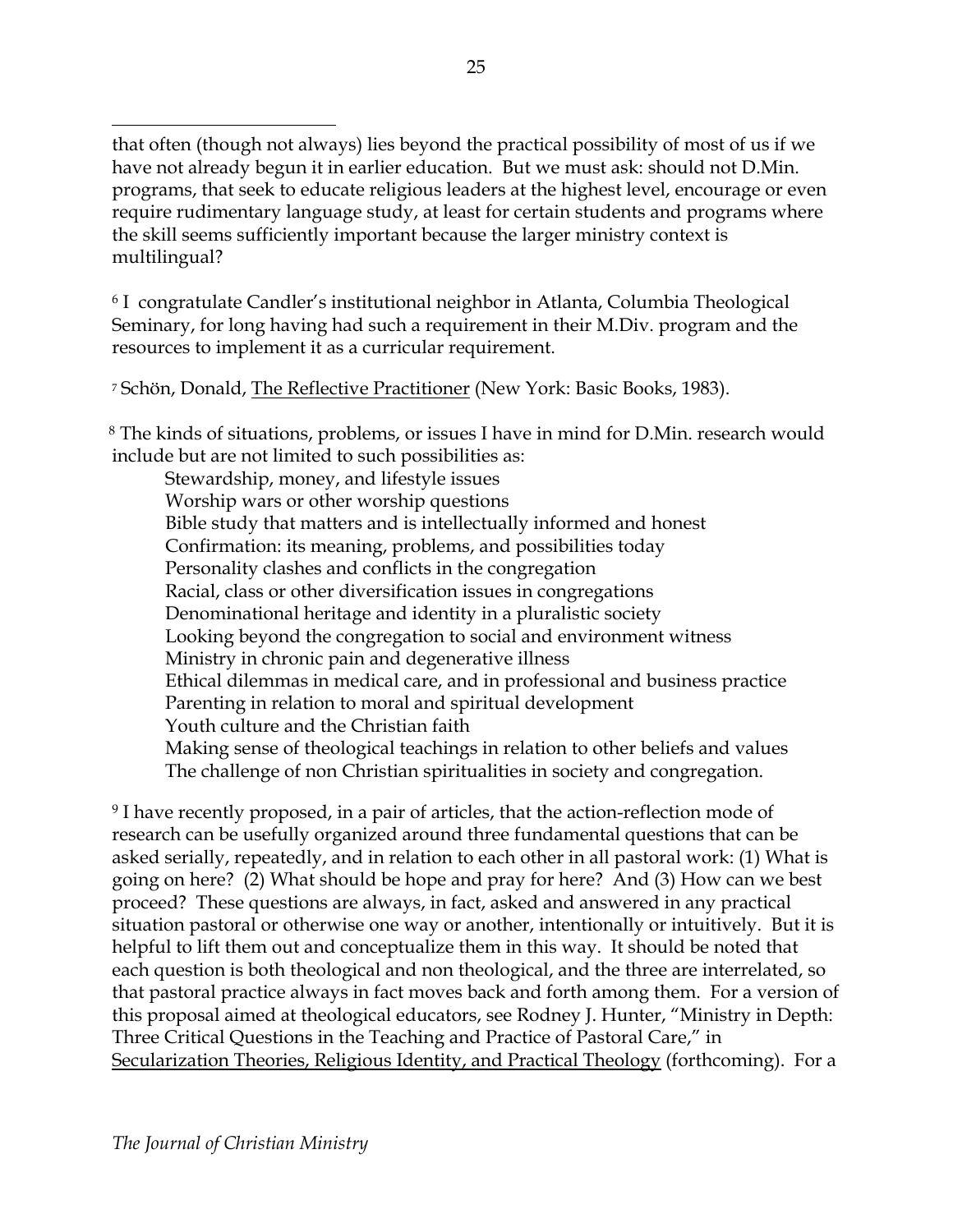that often (though not always) lies beyond the practical possibility of most of us if we have not already begun it in earlier education. But we must ask: should not D.Min. programs, that seek to educate religious leaders at the highest level, encourage or even require rudimentary language study, at least for certain students and programs where the skill seems sufficiently important because the larger ministry context is multilingual?

[6] I congratulate Candler's institutional neighbor in Atlanta, Columbia Theological Seminary, for long having had such a requirement in their M.Div. program and the resources to implement it as a curricular requirement.

[7] Schön, Donald, The Reflective Practitioner (New York: Basic Books, 1983).

[8] The kinds of situations, problems, or issues I have in mind for D.Min. research would include but are not limited to such possibilities as:

Stewardship, money, and lifestyle issues
Worship wars or other worship questions
Bible study that matters and is intellectually informed and honest
Confirmation: its meaning, problems, and possibilities today
Personality clashes and conflicts in the congregation
Racial, class or other diversification issues in congregations
Denominational heritage and identity in a pluralistic society
Looking beyond the congregation to social and environment witness
Ministry in chronic pain and degenerative illness
Ethical dilemmas in medical care, and in professional and business practice
Parenting in relation to moral and spiritual development
Youth culture and the Christian faith
Making sense of theological teachings in relation to other beliefs and values
The challenge of non Christian spiritualities in society and congregation.

[9] I have recently proposed, in a pair of articles, that the action-reflection mode of research can be usefully organized around three fundamental questions that can be asked serially, repeatedly, and in relation to each other in all pastoral work: (1) What is going on here? (2) What should be hope and pray for here? And (3) How can we best proceed? These questions are always, in fact, asked and answered in any practical situation pastoral or otherwise one way or another, intentionally or intuitively. But it is helpful to lift them out and conceptualize them in this way. It should be noted that each question is both theological and non theological, and the three are interrelated, so that pastoral practice always in fact moves back and forth among them. For a version of this proposal aimed at theological educators, see Rodney J. Hunter, "Ministry in Depth: Three Critical Questions in the Teaching and Practice of Pastoral Care," in Secularization Theories, Religious Identity, and Practical Theology (forthcoming). For a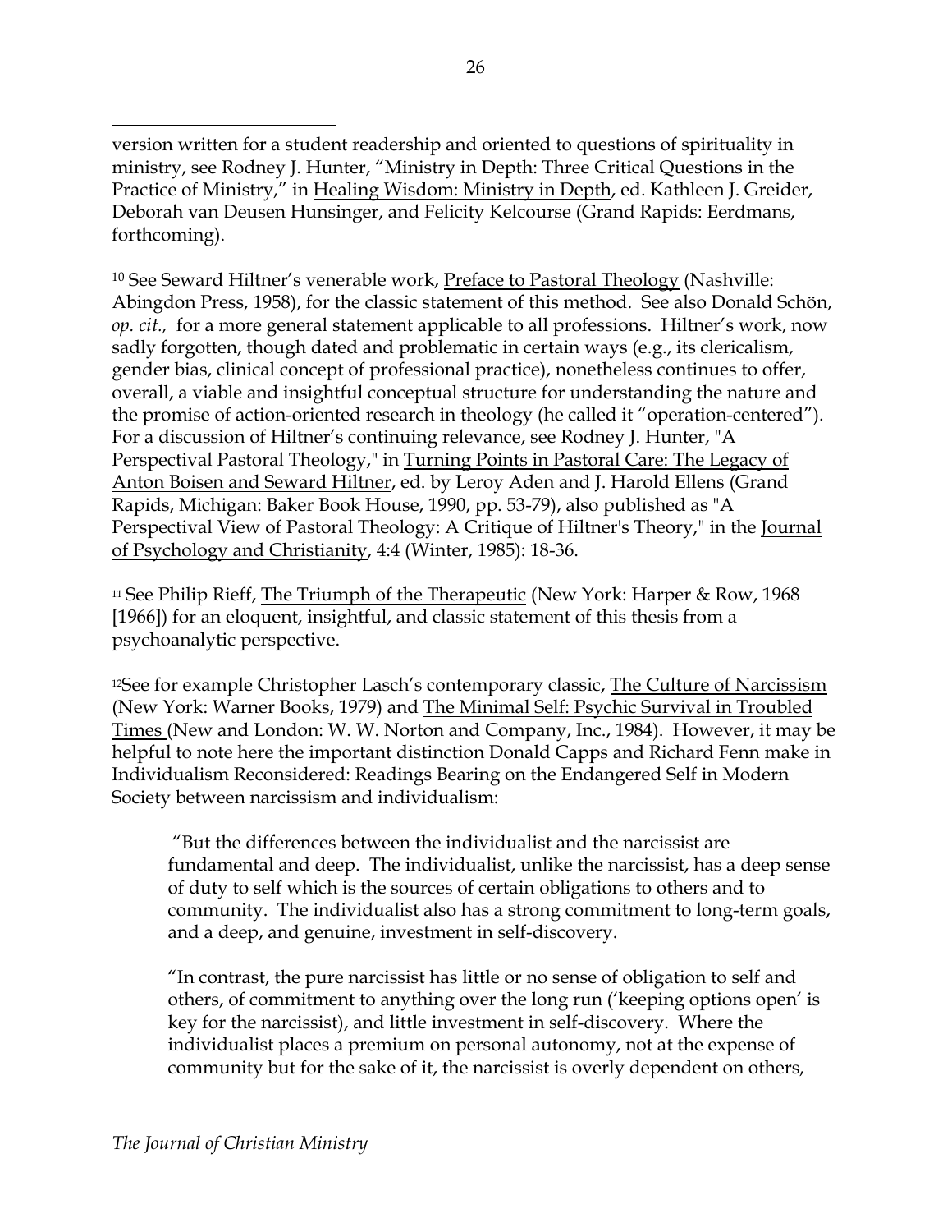version written for a student readership and oriented to questions of spirituality in ministry, see Rodney J. Hunter, "Ministry in Depth: Three Critical Questions in the Practice of Ministry," in Healing Wisdom: Ministry in Depth, ed. Kathleen J. Greider, Deborah van Deusen Hunsinger, and Felicity Kelcourse (Grand Rapids: Eerdmans, forthcoming).

[10] See Seward Hiltner's venerable work, Preface to Pastoral Theology (Nashville: Abingdon Press, 1958), for the classic statement of this method. See also Donald Schön, *op. cit.,* for a more general statement applicable to all professions. Hiltner's work, now sadly forgotten, though dated and problematic in certain ways (e.g., its clericalism, gender bias, clinical concept of professional practice), nonetheless continues to offer, overall, a viable and insightful conceptual structure for understanding the nature and the promise of action-oriented research in theology (he called it "operation-centered"). For a discussion of Hiltner's continuing relevance, see Rodney J. Hunter, "A Perspectival Pastoral Theology," in Turning Points in Pastoral Care: The Legacy of Anton Boisen and Seward Hiltner, ed. by Leroy Aden and J. Harold Ellens (Grand Rapids, Michigan: Baker Book House, 1990, pp. 53-79), also published as "A Perspectival View of Pastoral Theology: A Critique of Hiltner's Theory," in the Journal of Psychology and Christianity, 4:4 (Winter, 1985): 18-36.

[11] See Philip Rieff, The Triumph of the Therapeutic (New York: Harper & Row, 1968 [1966]) for an eloquent, insightful, and classic statement of this thesis from a psychoanalytic perspective.

[12] See for example Christopher Lasch's contemporary classic, The Culture of Narcissism (New York: Warner Books, 1979) and The Minimal Self: Psychic Survival in Troubled Times (New and London: W. W. Norton and Company, Inc., 1984). However, it may be helpful to note here the important distinction Donald Capps and Richard Fenn make in Individualism Reconsidered: Readings Bearing on the Endangered Self in Modern Society between narcissism and individualism:

> "But the differences between the individualist and the narcissist are fundamental and deep. The individualist, unlike the narcissist, has a deep sense of duty to self which is the sources of certain obligations to others and to community. The individualist also has a strong commitment to long-term goals, and a deep, and genuine, investment in self-discovery.
>
> "In contrast, the pure narcissist has little or no sense of obligation to self and others, of commitment to anything over the long run ('keeping options open' is key for the narcissist), and little investment in self-discovery. Where the individualist places a premium on personal autonomy, not at the expense of community but for the sake of it, the narcissist is overly dependent on others,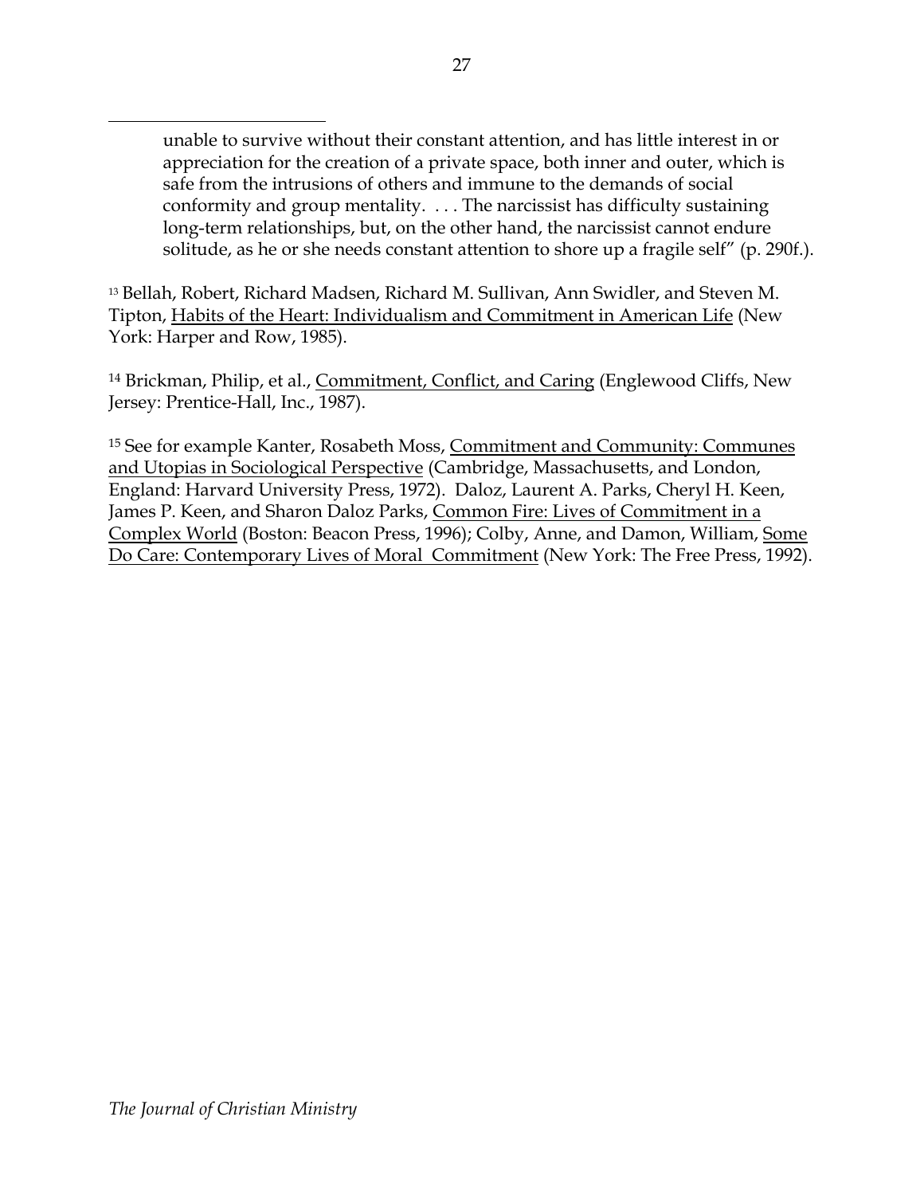unable to survive without their constant attention, and has little interest in or appreciation for the creation of a private space, both inner and outer, which is safe from the intrusions of others and immune to the demands of social conformity and group mentality. . . . The narcissist has difficulty sustaining long-term relationships, but, on the other hand, the narcissist cannot endure solitude, as he or she needs constant attention to shore up a fragile self" (p. 290f.).

[13] Bellah, Robert, Richard Madsen, Richard M. Sullivan, Ann Swidler, and Steven M. Tipton, Habits of the Heart: Individualism and Commitment in American Life (New York: Harper and Row, 1985).

[14] Brickman, Philip, et al., Commitment, Conflict, and Caring (Englewood Cliffs, New Jersey: Prentice-Hall, Inc., 1987).

[15] See for example Kanter, Rosabeth Moss, Commitment and Community: Communes and Utopias in Sociological Perspective (Cambridge, Massachusetts, and London, England: Harvard University Press, 1972). Daloz, Laurent A. Parks, Cheryl H. Keen, James P. Keen, and Sharon Daloz Parks, Common Fire: Lives of Commitment in a Complex World (Boston: Beacon Press, 1996); Colby, Anne, and Damon, William, Some Do Care: Contemporary Lives of Moral Commitment (New York: The Free Press, 1992).